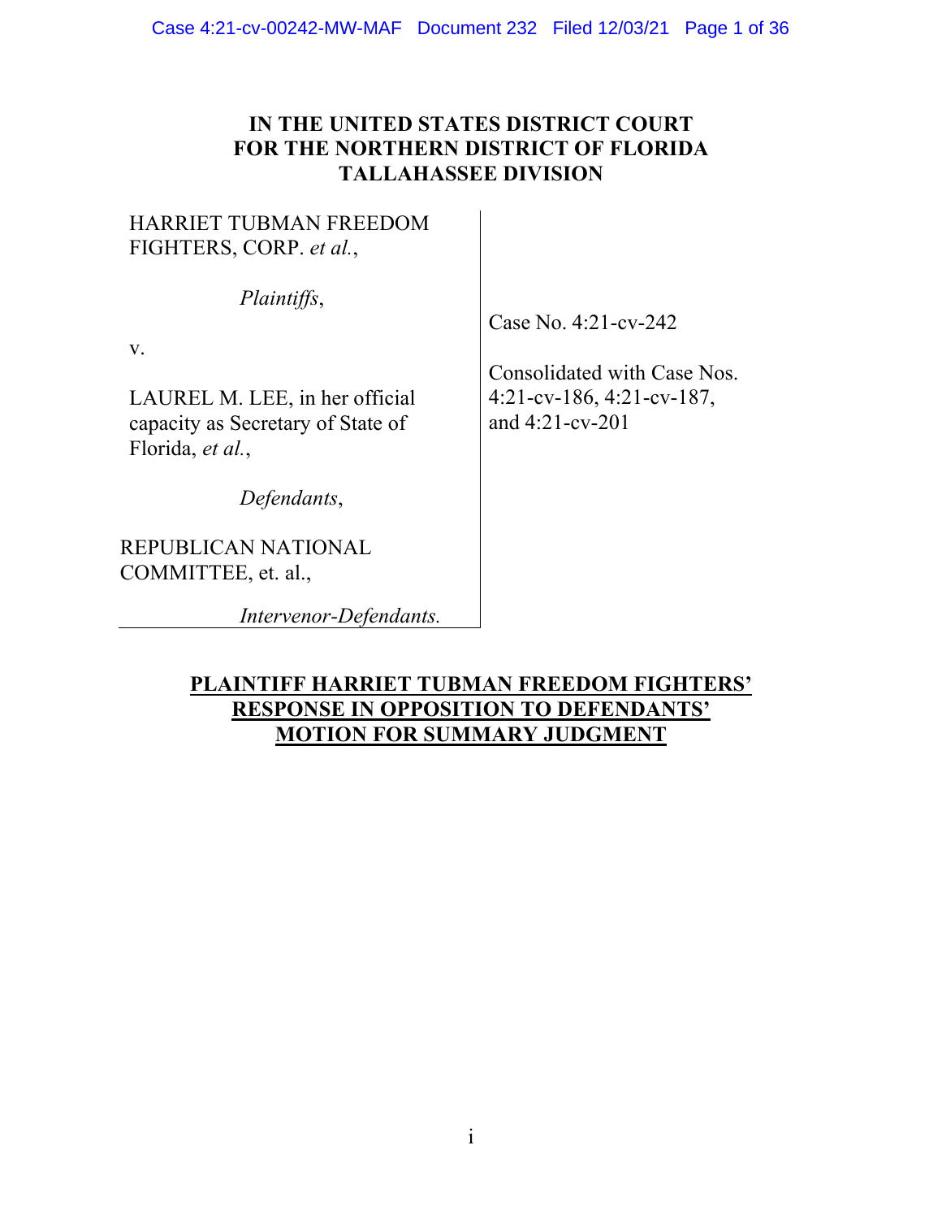# IN THE UNITED STATES DISTRICT COURT FOR THE NORTHERN DISTRICT OF FLORIDA TALLAHASSEE DIVISION

HARRIET TUBMAN FREEDOM FIGHTERS, CORP. *et al.*,

*Plaintiffs*,

v.

LAUREL M. LEE, in her official capacity as Secretary of State of Florida, *et al.*,

*Defendants*,

REPUBLICAN NATIONAL COMMITTEE, et. al.,

*Intervenor-Defendants.*

Case No. 4:21-cv-242

Consolidated with Case Nos. 4:21-cv-186, 4:21-cv-187, and 4:21-cv-201

## PLAINTIFF HARRIET TUBMAN FREEDOM FIGHTERS' RESPONSE IN OPPOSITION TO DEFENDANTS' MOTION FOR SUMMARY JUDGMENT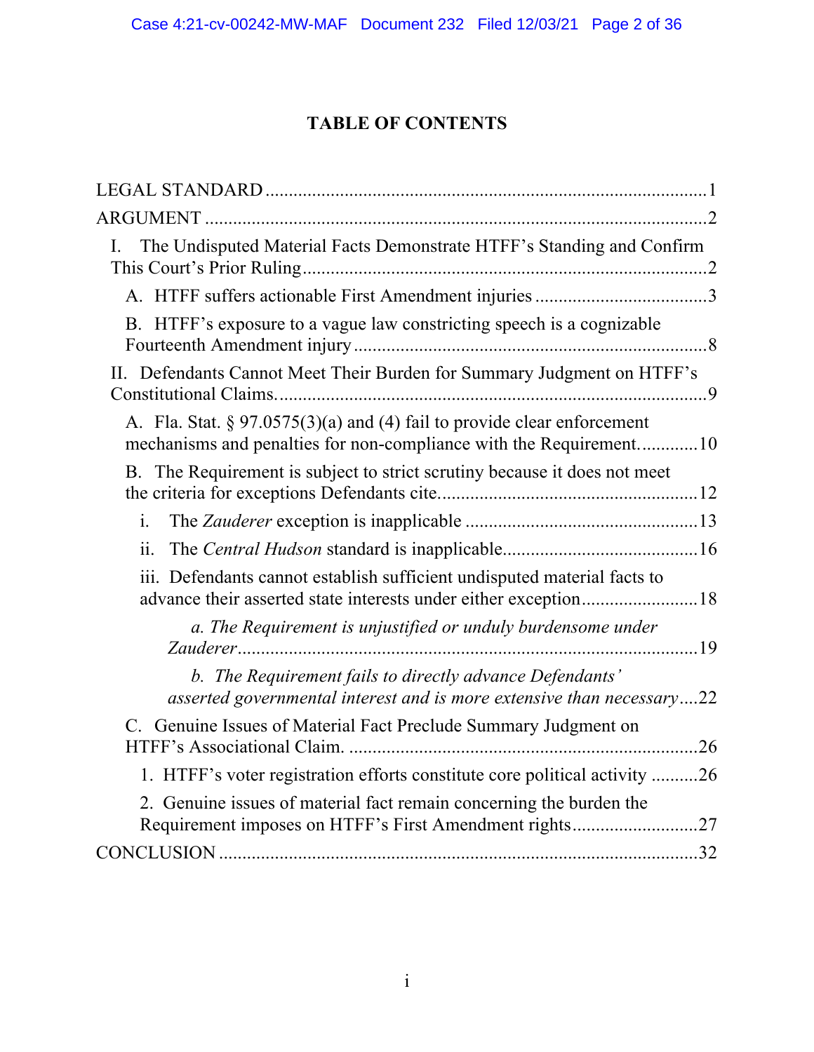# TABLE OF CONTENTS

LEGAL STANDARD ............................................................................................1

ARGUMENT ......................................................................................................2

I. The Undisputed Material Facts Demonstrate HTFF's Standing and Confirm This Court's Prior Ruling ......................................................................................2

  A. HTFF suffers actionable First Amendment injuries ....................................3

  B. HTFF's exposure to a vague law constricting speech is a cognizable Fourteenth Amendment injury ............................................................................8

II. Defendants Cannot Meet Their Burden for Summary Judgment on HTFF's Constitutional Claims. ..........................................................................................9

  A. Fla. Stat. § 97.0575(3)(a) and (4) fail to provide clear enforcement mechanisms and penalties for non-compliance with the Requirement. ............10

  B. The Requirement is subject to strict scrutiny because it does not meet the criteria for exceptions Defendants cite. ......................................................12

    i. The *Zauderer* exception is inapplicable .................................................13

    ii. The *Central Hudson* standard is inapplicable. .........................................16

    iii. Defendants cannot establish sufficient undisputed material facts to advance their asserted state interests under either exception ........................18

      *a. The Requirement is unjustified or unduly burdensome under Zauderer* .................................................................................................19

      *b. The Requirement fails to directly advance Defendants' asserted governmental interest and is more extensive than necessary* ....22

  C. Genuine Issues of Material Fact Preclude Summary Judgment on HTFF's Associational Claim. ..........................................................................26

    1. HTFF's voter registration efforts constitute core political activity ..........26

    2. Genuine issues of material fact remain concerning the burden the Requirement imposes on HTFF's First Amendment rights ..........................27

CONCLUSION .....................................................................................................32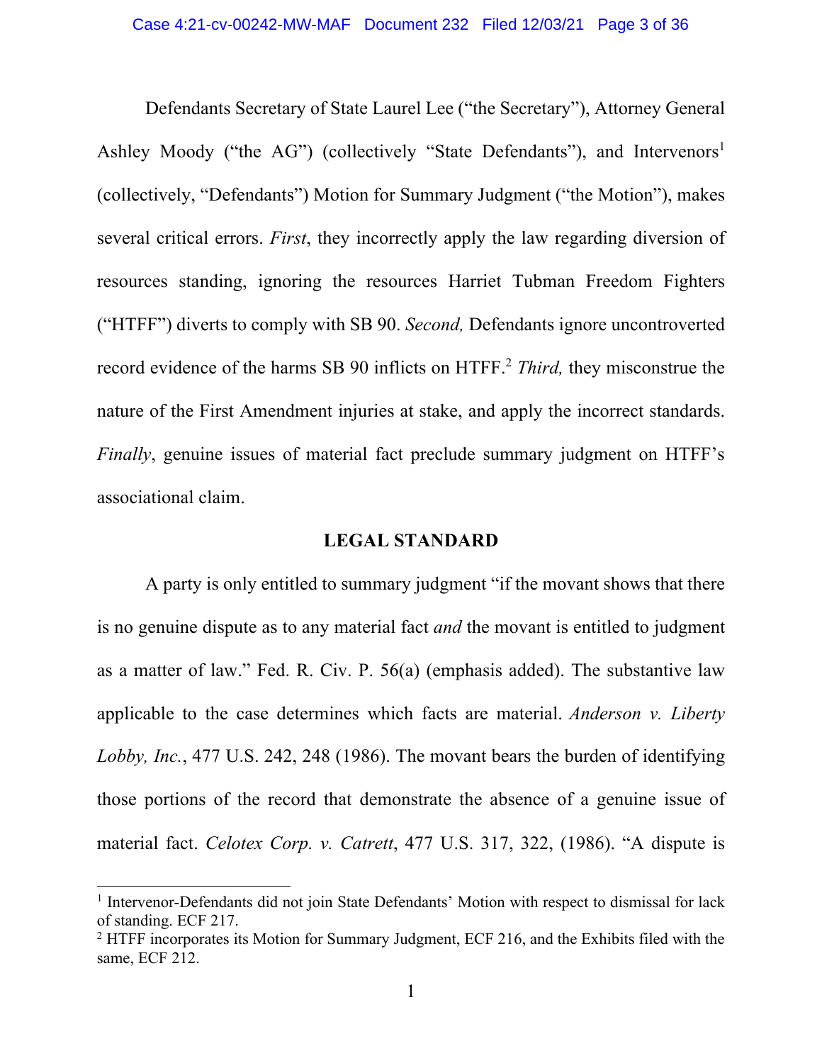Defendants Secretary of State Laurel Lee ("the Secretary"), Attorney General Ashley Moody ("the AG") (collectively "State Defendants"), and Intervenors[1] (collectively, "Defendants") Motion for Summary Judgment ("the Motion"), makes several critical errors. *First*, they incorrectly apply the law regarding diversion of resources standing, ignoring the resources Harriet Tubman Freedom Fighters ("HTFF") diverts to comply with SB 90. *Second,* Defendants ignore uncontroverted record evidence of the harms SB 90 inflicts on HTFF.[2] *Third,* they misconstrue the nature of the First Amendment injuries at stake, and apply the incorrect standards. *Finally*, genuine issues of material fact preclude summary judgment on HTFF's associational claim.

## LEGAL STANDARD

A party is only entitled to summary judgment "if the movant shows that there is no genuine dispute as to any material fact *and* the movant is entitled to judgment as a matter of law." Fed. R. Civ. P. 56(a) (emphasis added). The substantive law applicable to the case determines which facts are material. *Anderson v. Liberty Lobby, Inc.*, 477 U.S. 242, 248 (1986). The movant bears the burden of identifying those portions of the record that demonstrate the absence of a genuine issue of material fact. *Celotex Corp. v. Catrett*, 477 U.S. 317, 322, (1986). "A dispute is

---

[1] Intervenor-Defendants did not join State Defendants' Motion with respect to dismissal for lack of standing. ECF 217.

[2] HTFF incorporates its Motion for Summary Judgment, ECF 216, and the Exhibits filed with the same, ECF 212.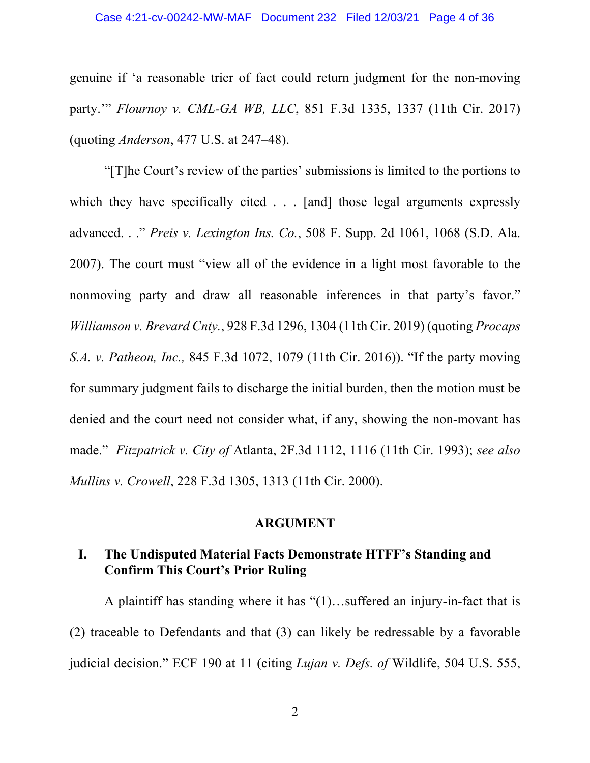genuine if 'a reasonable trier of fact could return judgment for the non-moving party.'" *Flournoy v. CML-GA WB, LLC*, 851 F.3d 1335, 1337 (11th Cir. 2017) (quoting *Anderson*, 477 U.S. at 247–48).

"[T]he Court's review of the parties' submissions is limited to the portions to which they have specifically cited . . . [and] those legal arguments expressly advanced. . ." *Preis v. Lexington Ins. Co.*, 508 F. Supp. 2d 1061, 1068 (S.D. Ala. 2007). The court must "view all of the evidence in a light most favorable to the nonmoving party and draw all reasonable inferences in that party's favor." *Williamson v. Brevard Cnty.*, 928 F.3d 1296, 1304 (11th Cir. 2019) (quoting *Procaps S.A. v. Patheon, Inc.,* 845 F.3d 1072, 1079 (11th Cir. 2016)). "If the party moving for summary judgment fails to discharge the initial burden, then the motion must be denied and the court need not consider what, if any, showing the non-movant has made." *Fitzpatrick v. City of* Atlanta, 2F.3d 1112, 1116 (11th Cir. 1993); *see also Mullins v. Crowell*, 228 F.3d 1305, 1313 (11th Cir. 2000).

## ARGUMENT

### I. The Undisputed Material Facts Demonstrate HTFF's Standing and Confirm This Court's Prior Ruling

A plaintiff has standing where it has "(1)…suffered an injury-in-fact that is (2) traceable to Defendants and that (3) can likely be redressable by a favorable judicial decision." ECF 190 at 11 (citing *Lujan v. Defs. of* Wildlife, 504 U.S. 555,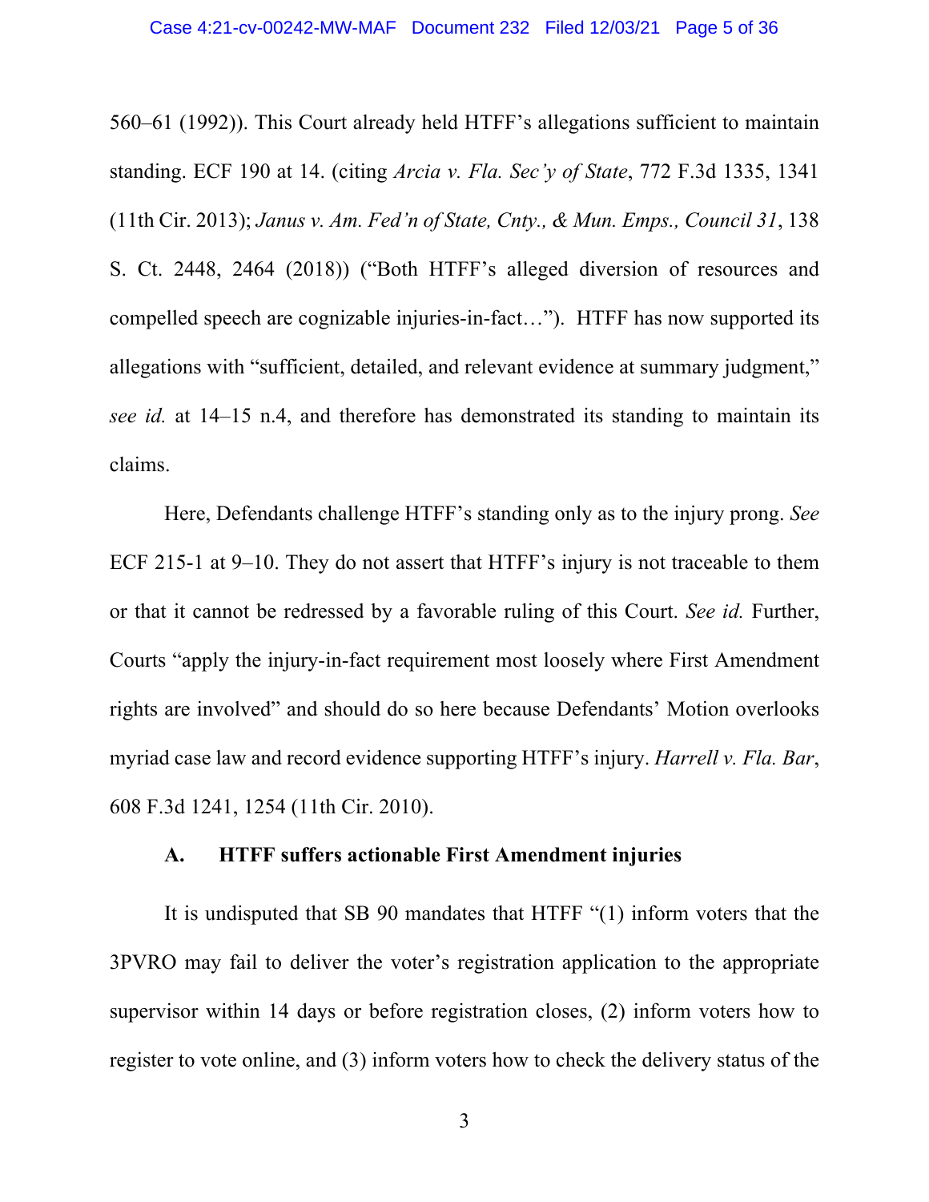560–61 (1992)). This Court already held HTFF's allegations sufficient to maintain standing. ECF 190 at 14. (citing *Arcia v. Fla. Sec'y of State*, 772 F.3d 1335, 1341 (11th Cir. 2013); *Janus v. Am. Fed'n of State, Cnty., & Mun. Emps., Council 31*, 138 S. Ct. 2448, 2464 (2018)) ("Both HTFF's alleged diversion of resources and compelled speech are cognizable injuries-in-fact…"). HTFF has now supported its allegations with "sufficient, detailed, and relevant evidence at summary judgment," *see id.* at 14–15 n.4, and therefore has demonstrated its standing to maintain its claims.

Here, Defendants challenge HTFF's standing only as to the injury prong. *See* ECF 215-1 at 9–10. They do not assert that HTFF's injury is not traceable to them or that it cannot be redressed by a favorable ruling of this Court. *See id.* Further, Courts "apply the injury-in-fact requirement most loosely where First Amendment rights are involved" and should do so here because Defendants' Motion overlooks myriad case law and record evidence supporting HTFF's injury. *Harrell v. Fla. Bar*, 608 F.3d 1241, 1254 (11th Cir. 2010).

### A. HTFF suffers actionable First Amendment injuries

It is undisputed that SB 90 mandates that HTFF "(1) inform voters that the 3PVRO may fail to deliver the voter's registration application to the appropriate supervisor within 14 days or before registration closes, (2) inform voters how to register to vote online, and (3) inform voters how to check the delivery status of the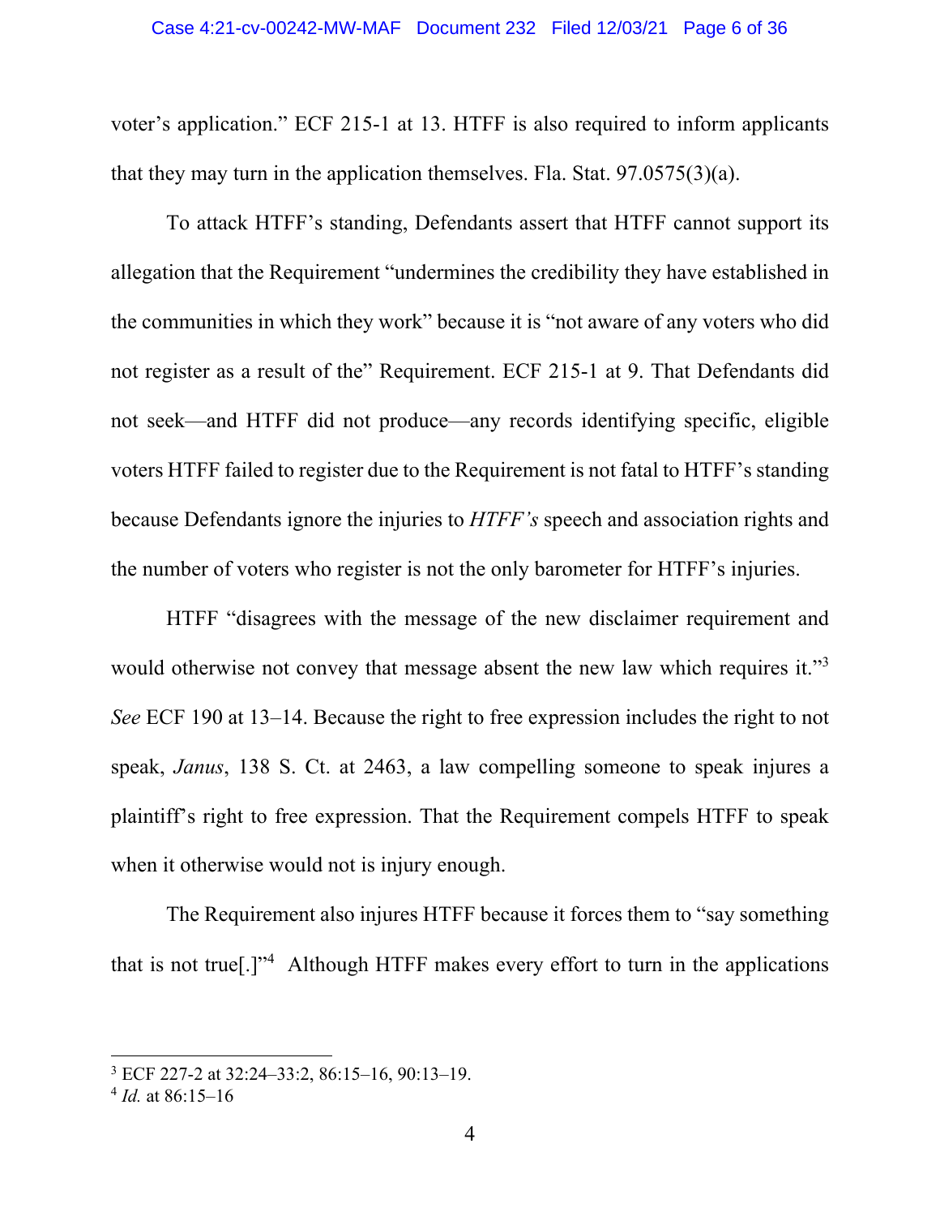voter's application." ECF 215-1 at 13. HTFF is also required to inform applicants that they may turn in the application themselves. Fla. Stat. 97.0575(3)(a).

To attack HTFF's standing, Defendants assert that HTFF cannot support its allegation that the Requirement "undermines the credibility they have established in the communities in which they work" because it is "not aware of any voters who did not register as a result of the" Requirement. ECF 215-1 at 9. That Defendants did not seek—and HTFF did not produce—any records identifying specific, eligible voters HTFF failed to register due to the Requirement is not fatal to HTFF's standing because Defendants ignore the injuries to *HTFF's* speech and association rights and the number of voters who register is not the only barometer for HTFF's injuries.

HTFF "disagrees with the message of the new disclaimer requirement and would otherwise not convey that message absent the new law which requires it."[3] *See* ECF 190 at 13–14. Because the right to free expression includes the right to not speak, *Janus*, 138 S. Ct. at 2463, a law compelling someone to speak injures a plaintiff's right to free expression. That the Requirement compels HTFF to speak when it otherwise would not is injury enough.

The Requirement also injures HTFF because it forces them to "say something that is not true[.]"[4] Although HTFF makes every effort to turn in the applications

---

[3] ECF 227-2 at 32:24–33:2, 86:15–16, 90:13–19.

[4] *Id.* at 86:15–16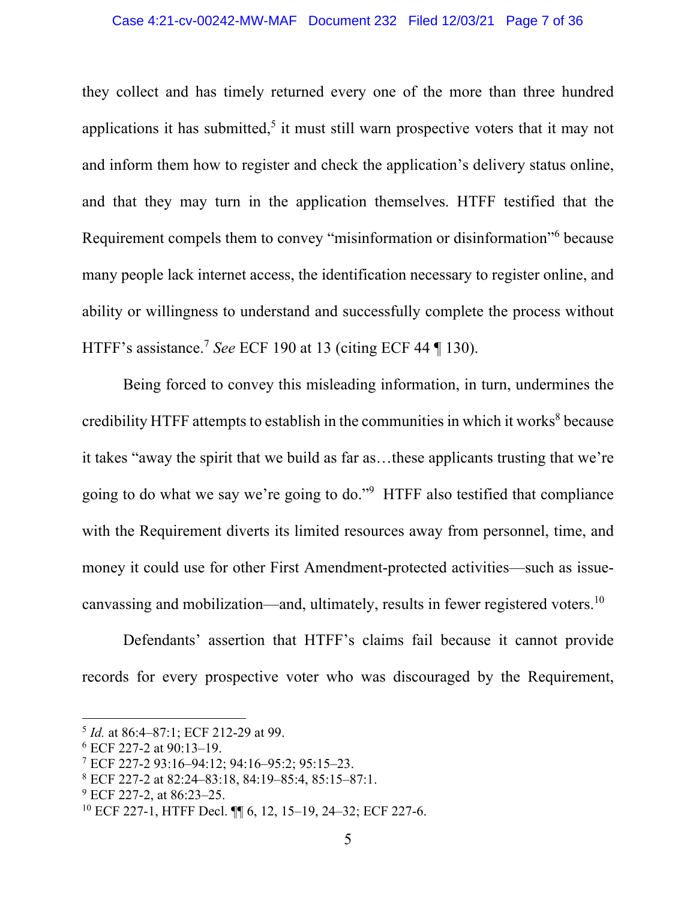they collect and has timely returned every one of the more than three hundred applications it has submitted,[5] it must still warn prospective voters that it may not and inform them how to register and check the application's delivery status online, and that they may turn in the application themselves. HTFF testified that the Requirement compels them to convey "misinformation or disinformation"[6] because many people lack internet access, the identification necessary to register online, and ability or willingness to understand and successfully complete the process without HTFF's assistance.[7] *See* ECF 190 at 13 (citing ECF 44 ¶ 130).

Being forced to convey this misleading information, in turn, undermines the credibility HTFF attempts to establish in the communities in which it works[8] because it takes "away the spirit that we build as far as…these applicants trusting that we're going to do what we say we're going to do."[9] HTFF also testified that compliance with the Requirement diverts its limited resources away from personnel, time, and money it could use for other First Amendment-protected activities—such as issue-canvassing and mobilization—and, ultimately, results in fewer registered voters.[10]

Defendants' assertion that HTFF's claims fail because it cannot provide records for every prospective voter who was discouraged by the Requirement,

---

[5] *Id.* at 86:4–87:1; ECF 212-29 at 99.

[6] ECF 227-2 at 90:13–19.

[7] ECF 227-2 93:16–94:12; 94:16–95:2; 95:15–23.

[8] ECF 227-2 at 82:24–83:18, 84:19–85:4, 85:15–87:1.

[9] ECF 227-2, at 86:23–25.

[10] ECF 227-1, HTFF Decl. ¶¶ 6, 12, 15–19, 24–32; ECF 227-6.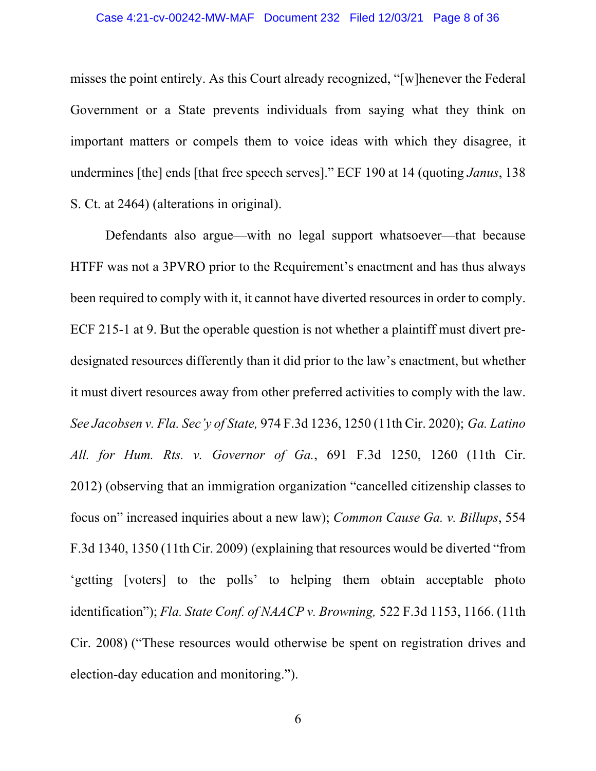misses the point entirely. As this Court already recognized, "[w]henever the Federal Government or a State prevents individuals from saying what they think on important matters or compels them to voice ideas with which they disagree, it undermines [the] ends [that free speech serves]." ECF 190 at 14 (quoting *Janus*, 138 S. Ct. at 2464) (alterations in original).

Defendants also argue—with no legal support whatsoever—that because HTFF was not a 3PVRO prior to the Requirement's enactment and has thus always been required to comply with it, it cannot have diverted resources in order to comply. ECF 215-1 at 9. But the operable question is not whether a plaintiff must divert pre-designated resources differently than it did prior to the law's enactment, but whether it must divert resources away from other preferred activities to comply with the law. *See Jacobsen v. Fla. Sec'y of State,* 974 F.3d 1236, 1250 (11th Cir. 2020); *Ga. Latino All. for Hum. Rts. v. Governor of Ga.*, 691 F.3d 1250, 1260 (11th Cir. 2012) (observing that an immigration organization "cancelled citizenship classes to focus on" increased inquiries about a new law); *Common Cause Ga. v. Billups*, 554 F.3d 1340, 1350 (11th Cir. 2009) (explaining that resources would be diverted "from 'getting [voters] to the polls' to helping them obtain acceptable photo identification"); *Fla. State Conf. of NAACP v. Browning,* 522 F.3d 1153, 1166. (11th Cir. 2008) ("These resources would otherwise be spent on registration drives and election-day education and monitoring.").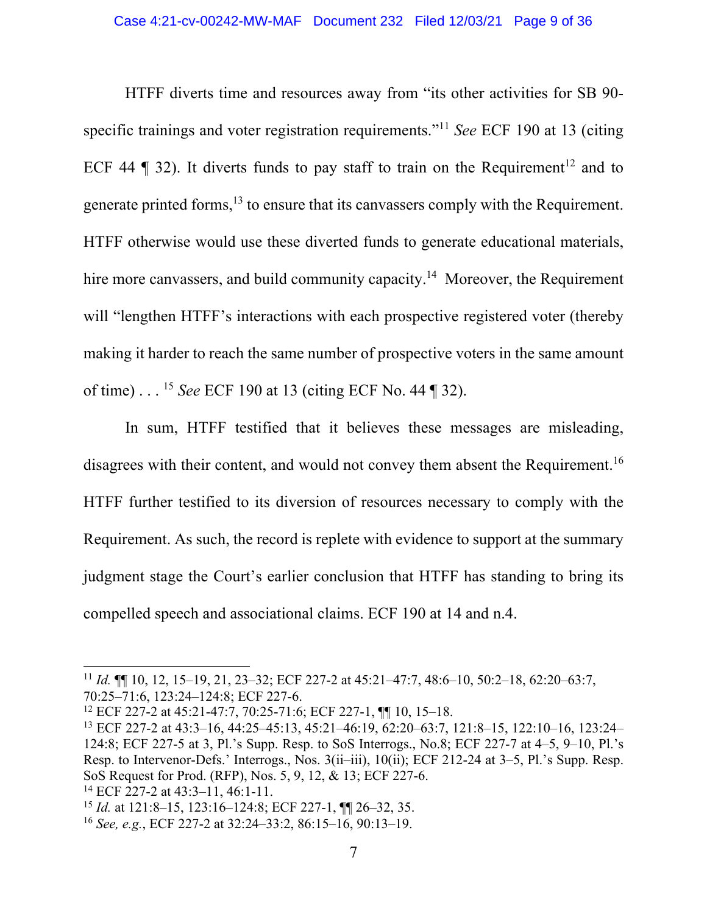HTFF diverts time and resources away from "its other activities for SB 90-specific trainings and voter registration requirements."[11] *See* ECF 190 at 13 (citing ECF 44 ¶ 32). It diverts funds to pay staff to train on the Requirement[12] and to generate printed forms,[13] to ensure that its canvassers comply with the Requirement. HTFF otherwise would use these diverted funds to generate educational materials, hire more canvassers, and build community capacity.[14] Moreover, the Requirement will "lengthen HTFF's interactions with each prospective registered voter (thereby making it harder to reach the same number of prospective voters in the same amount of time) . . . [15] *See* ECF 190 at 13 (citing ECF No. 44 ¶ 32).

In sum, HTFF testified that it believes these messages are misleading, disagrees with their content, and would not convey them absent the Requirement.[16] HTFF further testified to its diversion of resources necessary to comply with the Requirement. As such, the record is replete with evidence to support at the summary judgment stage the Court's earlier conclusion that HTFF has standing to bring its compelled speech and associational claims. ECF 190 at 14 and n.4.

---

[11] *Id.* ¶¶ 10, 12, 15–19, 21, 23–32; ECF 227-2 at 45:21–47:7, 48:6–10, 50:2–18, 62:20–63:7, 70:25–71:6, 123:24–124:8; ECF 227-6.

[12] ECF 227-2 at 45:21-47:7, 70:25-71:6; ECF 227-1, ¶¶ 10, 15–18.

[13] ECF 227-2 at 43:3–16, 44:25–45:13, 45:21–46:19, 62:20–63:7, 121:8–15, 122:10–16, 123:24–124:8; ECF 227-5 at 3, Pl.'s Supp. Resp. to SoS Interrogs., No.8; ECF 227-7 at 4–5, 9–10, Pl.'s Resp. to Intervenor-Defs.' Interrogs., Nos. 3(ii–iii), 10(ii); ECF 212-24 at 3–5, Pl.'s Supp. Resp. SoS Request for Prod. (RFP), Nos. 5, 9, 12, & 13; ECF 227-6.

[14] ECF 227-2 at 43:3–11, 46:1-11.

[15] *Id.* at 121:8–15, 123:16–124:8; ECF 227-1, ¶¶ 26–32, 35.

[16] *See, e.g.*, ECF 227-2 at 32:24–33:2, 86:15–16, 90:13–19.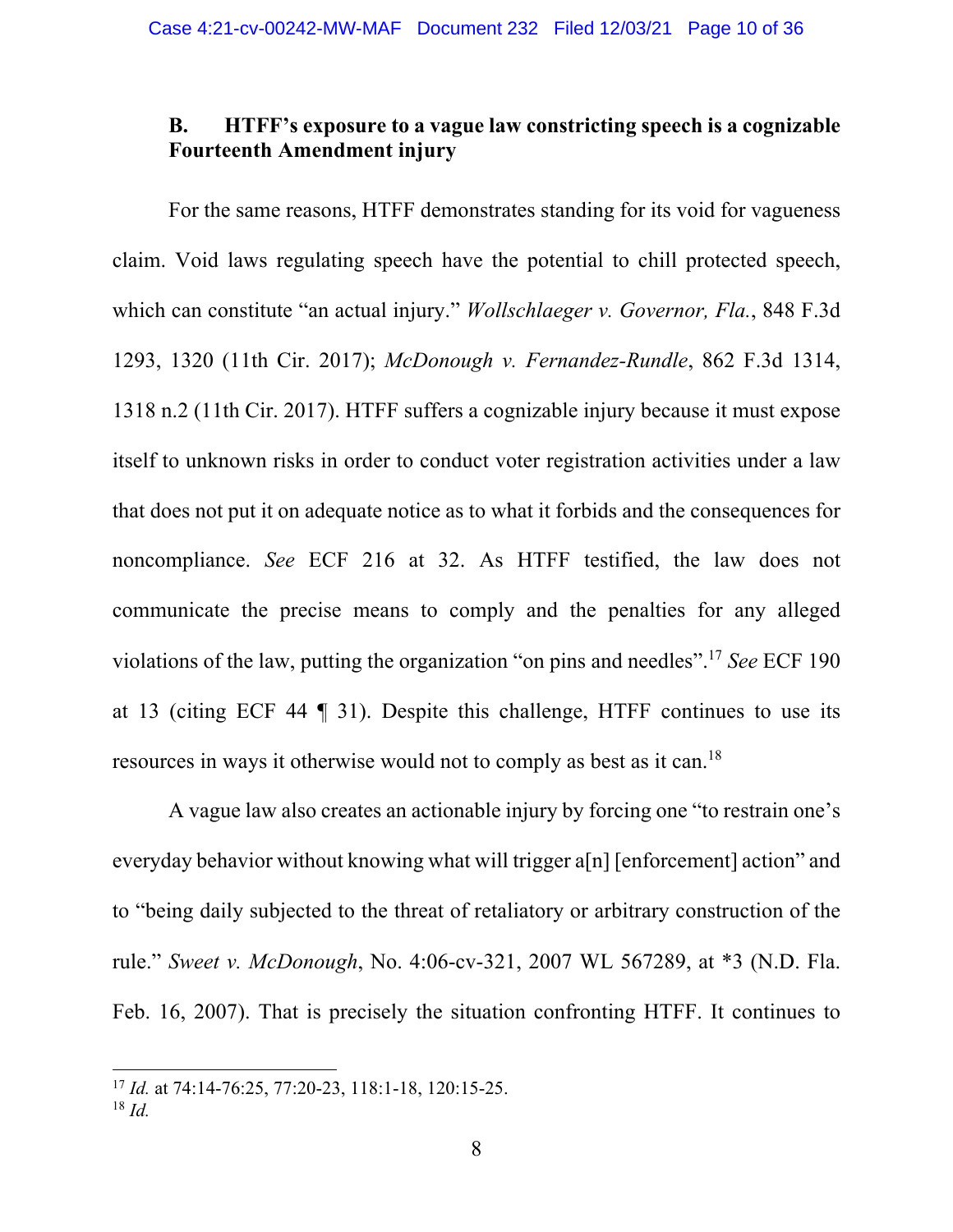### B. HTFF's exposure to a vague law constricting speech is a cognizable Fourteenth Amendment injury

For the same reasons, HTFF demonstrates standing for its void for vagueness claim. Void laws regulating speech have the potential to chill protected speech, which can constitute "an actual injury." *Wollschlaeger v. Governor, Fla.*, 848 F.3d 1293, 1320 (11th Cir. 2017); *McDonough v. Fernandez-Rundle*, 862 F.3d 1314, 1318 n.2 (11th Cir. 2017). HTFF suffers a cognizable injury because it must expose itself to unknown risks in order to conduct voter registration activities under a law that does not put it on adequate notice as to what it forbids and the consequences for noncompliance. *See* ECF 216 at 32. As HTFF testified, the law does not communicate the precise means to comply and the penalties for any alleged violations of the law, putting the organization "on pins and needles".[17] *See* ECF 190 at 13 (citing ECF 44 ¶ 31). Despite this challenge, HTFF continues to use its resources in ways it otherwise would not to comply as best as it can.[18]

A vague law also creates an actionable injury by forcing one "to restrain one's everyday behavior without knowing what will trigger a[n] [enforcement] action" and to "being daily subjected to the threat of retaliatory or arbitrary construction of the rule." *Sweet v. McDonough*, No. 4:06-cv-321, 2007 WL 567289, at *3 (N.D. Fla. Feb. 16, 2007). That is precisely the situation confronting HTFF. It continues to

---

[17] *Id.* at 74:14-76:25, 77:20-23, 118:1-18, 120:15-25.

[18] *Id.*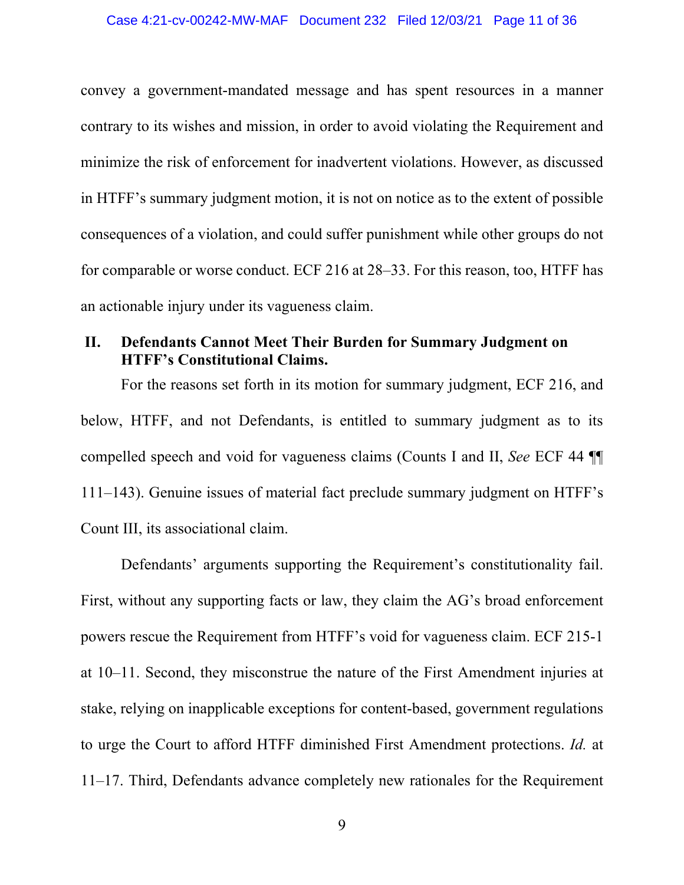convey a government-mandated message and has spent resources in a manner contrary to its wishes and mission, in order to avoid violating the Requirement and minimize the risk of enforcement for inadvertent violations. However, as discussed in HTFF's summary judgment motion, it is not on notice as to the extent of possible consequences of a violation, and could suffer punishment while other groups do not for comparable or worse conduct. ECF 216 at 28–33. For this reason, too, HTFF has an actionable injury under its vagueness claim.

## II. Defendants Cannot Meet Their Burden for Summary Judgment on HTFF's Constitutional Claims.

For the reasons set forth in its motion for summary judgment, ECF 216, and below, HTFF, and not Defendants, is entitled to summary judgment as to its compelled speech and void for vagueness claims (Counts I and II, *See* ECF 44 ¶¶ 111–143). Genuine issues of material fact preclude summary judgment on HTFF's Count III, its associational claim.

Defendants' arguments supporting the Requirement's constitutionality fail. First, without any supporting facts or law, they claim the AG's broad enforcement powers rescue the Requirement from HTFF's void for vagueness claim. ECF 215-1 at 10–11. Second, they misconstrue the nature of the First Amendment injuries at stake, relying on inapplicable exceptions for content-based, government regulations to urge the Court to afford HTFF diminished First Amendment protections. *Id.* at 11–17. Third, Defendants advance completely new rationales for the Requirement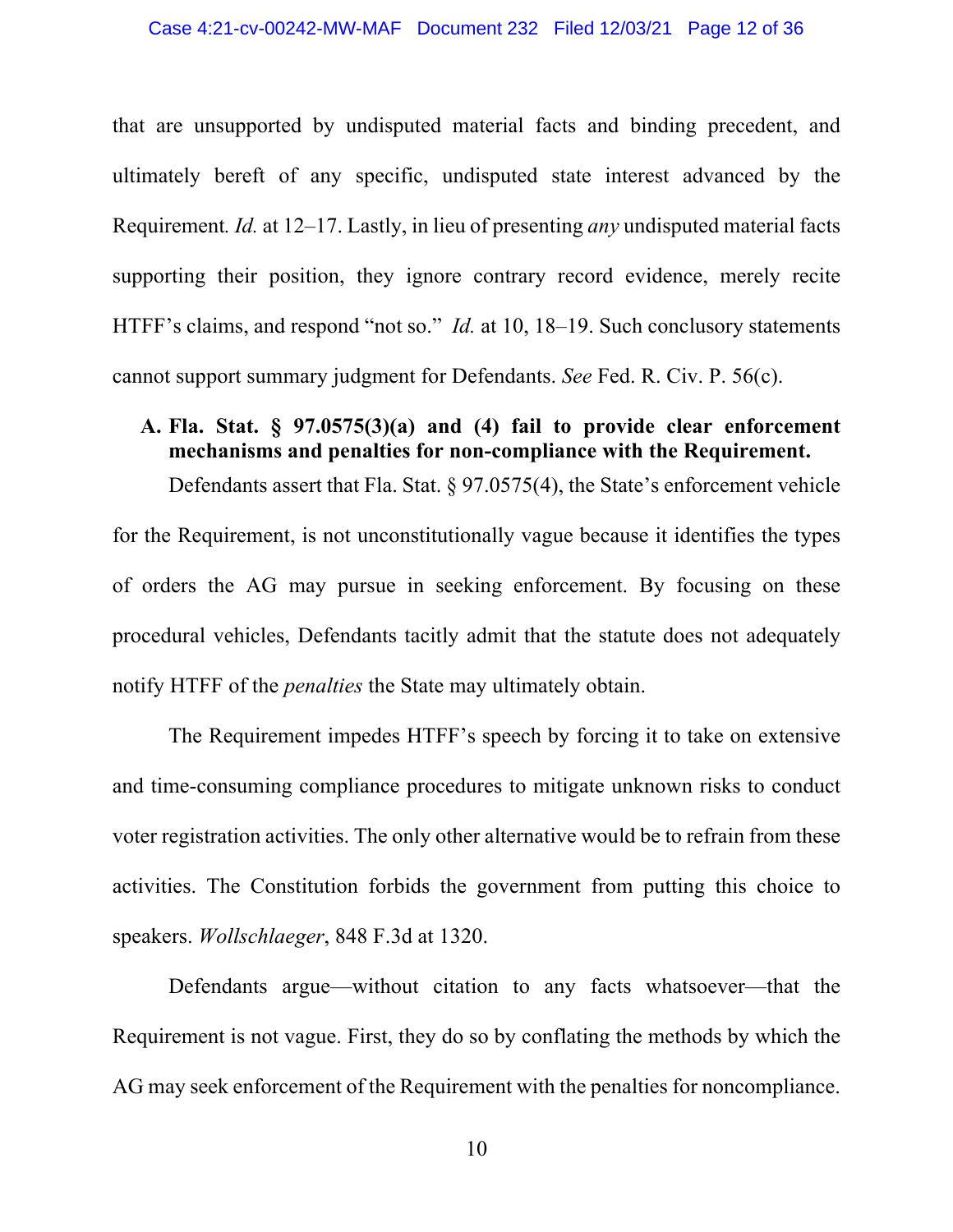that are unsupported by undisputed material facts and binding precedent, and ultimately bereft of any specific, undisputed state interest advanced by the Requirement. *Id.* at 12–17. Lastly, in lieu of presenting *any* undisputed material facts supporting their position, they ignore contrary record evidence, merely recite HTFF's claims, and respond "not so." *Id.* at 10, 18–19. Such conclusory statements cannot support summary judgment for Defendants. *See* Fed. R. Civ. P. 56(c).

**A. Fla. Stat. § 97.0575(3)(a) and (4) fail to provide clear enforcement mechanisms and penalties for non-compliance with the Requirement.**

Defendants assert that Fla. Stat. § 97.0575(4), the State's enforcement vehicle for the Requirement, is not unconstitutionally vague because it identifies the types of orders the AG may pursue in seeking enforcement. By focusing on these procedural vehicles, Defendants tacitly admit that the statute does not adequately notify HTFF of the *penalties* the State may ultimately obtain.

The Requirement impedes HTFF's speech by forcing it to take on extensive and time-consuming compliance procedures to mitigate unknown risks to conduct voter registration activities. The only other alternative would be to refrain from these activities. The Constitution forbids the government from putting this choice to speakers. *Wollschlaeger*, 848 F.3d at 1320.

Defendants argue—without citation to any facts whatsoever—that the Requirement is not vague. First, they do so by conflating the methods by which the AG may seek enforcement of the Requirement with the penalties for noncompliance.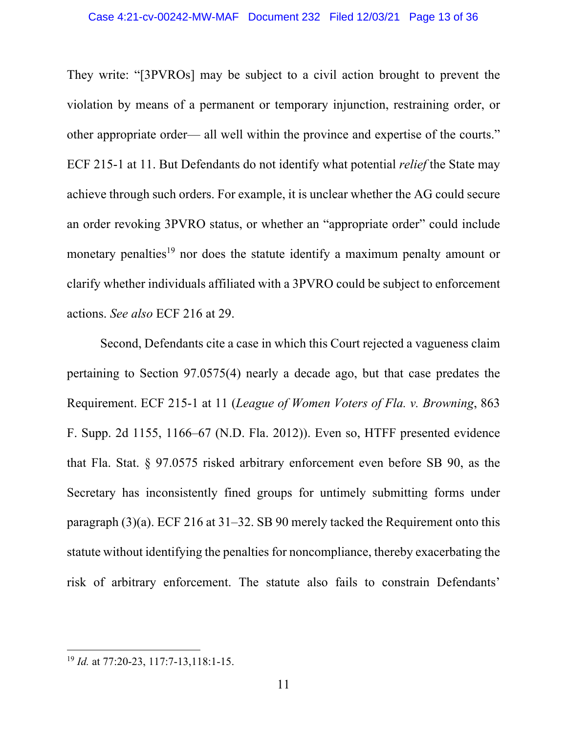They write: "[3PVROs] may be subject to a civil action brought to prevent the violation by means of a permanent or temporary injunction, restraining order, or other appropriate order— all well within the province and expertise of the courts." ECF 215-1 at 11. But Defendants do not identify what potential *relief* the State may achieve through such orders. For example, it is unclear whether the AG could secure an order revoking 3PVRO status, or whether an "appropriate order" could include monetary penalties[19] nor does the statute identify a maximum penalty amount or clarify whether individuals affiliated with a 3PVRO could be subject to enforcement actions. *See also* ECF 216 at 29.

Second, Defendants cite a case in which this Court rejected a vagueness claim pertaining to Section 97.0575(4) nearly a decade ago, but that case predates the Requirement. ECF 215-1 at 11 (*League of Women Voters of Fla. v. Browning*, 863 F. Supp. 2d 1155, 1166–67 (N.D. Fla. 2012)). Even so, HTFF presented evidence that Fla. Stat. § 97.0575 risked arbitrary enforcement even before SB 90, as the Secretary has inconsistently fined groups for untimely submitting forms under paragraph (3)(a). ECF 216 at 31–32. SB 90 merely tacked the Requirement onto this statute without identifying the penalties for noncompliance, thereby exacerbating the risk of arbitrary enforcement. The statute also fails to constrain Defendants'

---

[19] *Id.* at 77:20-23, 117:7-13,118:1-15.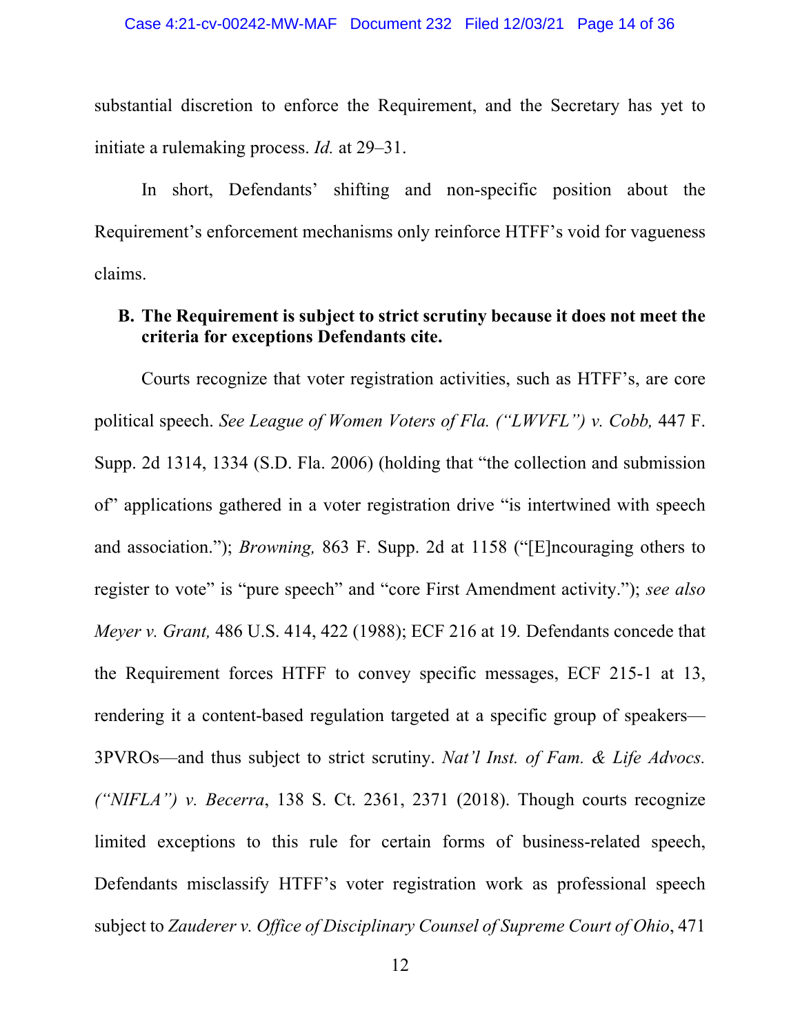substantial discretion to enforce the Requirement, and the Secretary has yet to initiate a rulemaking process. *Id.* at 29–31.

In short, Defendants' shifting and non-specific position about the Requirement's enforcement mechanisms only reinforce HTFF's void for vagueness claims.

**B. The Requirement is subject to strict scrutiny because it does not meet the criteria for exceptions Defendants cite.**

Courts recognize that voter registration activities, such as HTFF's, are core political speech. *See League of Women Voters of Fla. ("LWVFL") v. Cobb,* 447 F. Supp. 2d 1314, 1334 (S.D. Fla. 2006) (holding that "the collection and submission of" applications gathered in a voter registration drive "is intertwined with speech and association."); *Browning,* 863 F. Supp. 2d at 1158 ("[E]ncouraging others to register to vote" is "pure speech" and "core First Amendment activity."); *see also Meyer v. Grant,* 486 U.S. 414, 422 (1988); ECF 216 at 19. Defendants concede that the Requirement forces HTFF to convey specific messages, ECF 215-1 at 13, rendering it a content-based regulation targeted at a specific group of speakers—3PVROs—and thus subject to strict scrutiny. *Nat'l Inst. of Fam. & Life Advocs. ("NIFLA") v. Becerra*, 138 S. Ct. 2361, 2371 (2018). Though courts recognize limited exceptions to this rule for certain forms of business-related speech, Defendants misclassify HTFF's voter registration work as professional speech subject to *Zauderer v. Office of Disciplinary Counsel of Supreme Court of Ohio*, 471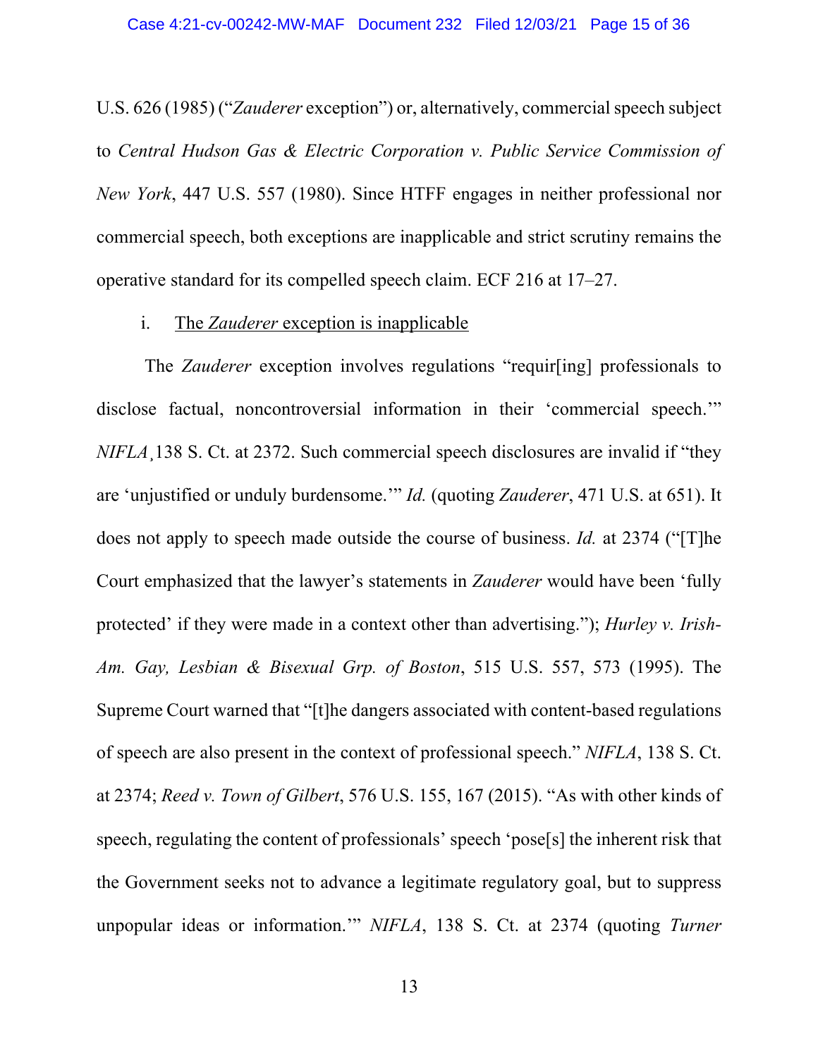U.S. 626 (1985) ("*Zauderer* exception") or, alternatively, commercial speech subject to *Central Hudson Gas & Electric Corporation v. Public Service Commission of New York*, 447 U.S. 557 (1980). Since HTFF engages in neither professional nor commercial speech, both exceptions are inapplicable and strict scrutiny remains the operative standard for its compelled speech claim. ECF 216 at 17–27.

i. The *Zauderer* exception is inapplicable

The *Zauderer* exception involves regulations "requir[ing] professionals to disclose factual, noncontroversial information in their 'commercial speech.'" *NIFLA*¸138 S. Ct. at 2372. Such commercial speech disclosures are invalid if "they are 'unjustified or unduly burdensome.'" *Id.* (quoting *Zauderer*, 471 U.S. at 651). It does not apply to speech made outside the course of business. *Id.* at 2374 ("[T]he Court emphasized that the lawyer's statements in *Zauderer* would have been 'fully protected' if they were made in a context other than advertising."); *Hurley v. Irish-Am. Gay, Lesbian & Bisexual Grp. of Boston*, 515 U.S. 557, 573 (1995). The Supreme Court warned that "[t]he dangers associated with content-based regulations of speech are also present in the context of professional speech." *NIFLA*, 138 S. Ct. at 2374; *Reed v. Town of Gilbert*, 576 U.S. 155, 167 (2015). "As with other kinds of speech, regulating the content of professionals' speech 'pose[s] the inherent risk that the Government seeks not to advance a legitimate regulatory goal, but to suppress unpopular ideas or information.'" *NIFLA*, 138 S. Ct. at 2374 (quoting *Turner*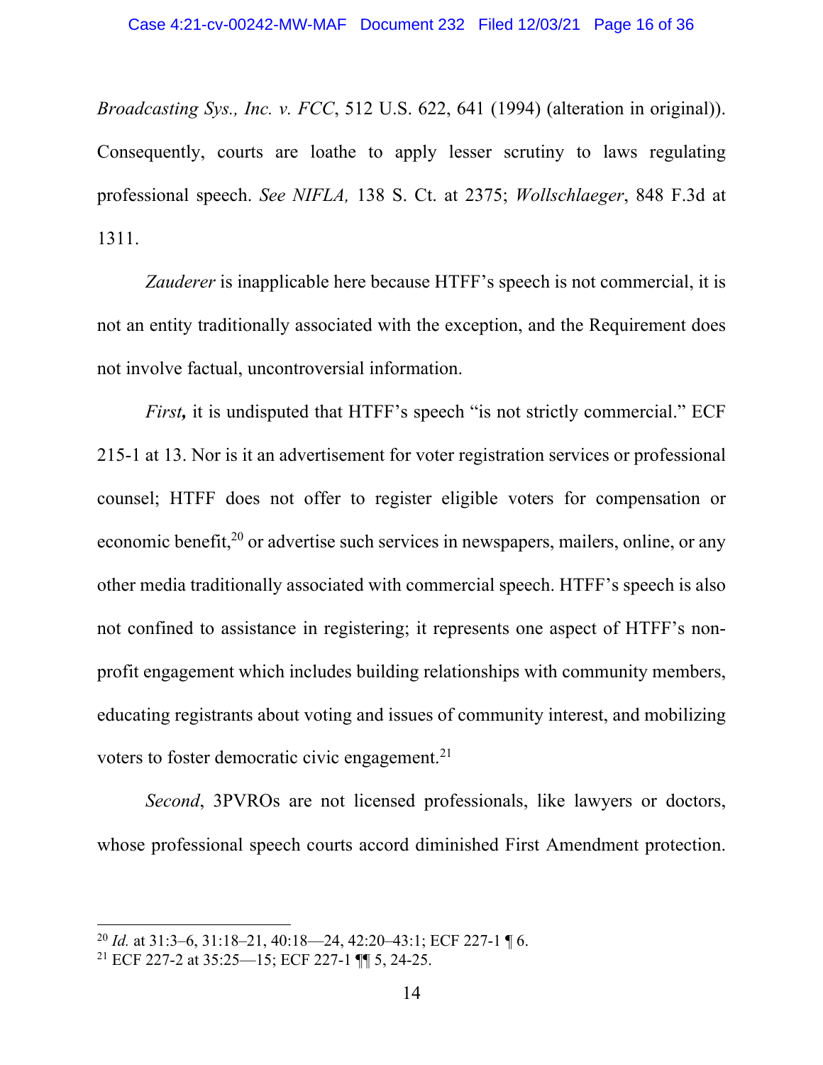*Broadcasting Sys., Inc. v. FCC*, 512 U.S. 622, 641 (1994) (alteration in original)). Consequently, courts are loathe to apply lesser scrutiny to laws regulating professional speech. *See NIFLA,* 138 S. Ct. at 2375; *Wollschlaeger*, 848 F.3d at 1311.

*Zauderer* is inapplicable here because HTFF's speech is not commercial, it is not an entity traditionally associated with the exception, and the Requirement does not involve factual, uncontroversial information.

***First,*** it is undisputed that HTFF's speech "is not strictly commercial." ECF 215-1 at 13. Nor is it an advertisement for voter registration services or professional counsel; HTFF does not offer to register eligible voters for compensation or economic benefit,[20] or advertise such services in newspapers, mailers, online, or any other media traditionally associated with commercial speech. HTFF's speech is also not confined to assistance in registering; it represents one aspect of HTFF's non-profit engagement which includes building relationships with community members, educating registrants about voting and issues of community interest, and mobilizing voters to foster democratic civic engagement.[21]

*Second*, 3PVROs are not licensed professionals, like lawyers or doctors, whose professional speech courts accord diminished First Amendment protection.

---

[20] *Id.* at 31:3–6, 31:18–21, 40:18—24, 42:20–43:1; ECF 227-1 ¶ 6.

[21] ECF 227-2 at 35:25—15; ECF 227-1 ¶¶ 5, 24-25.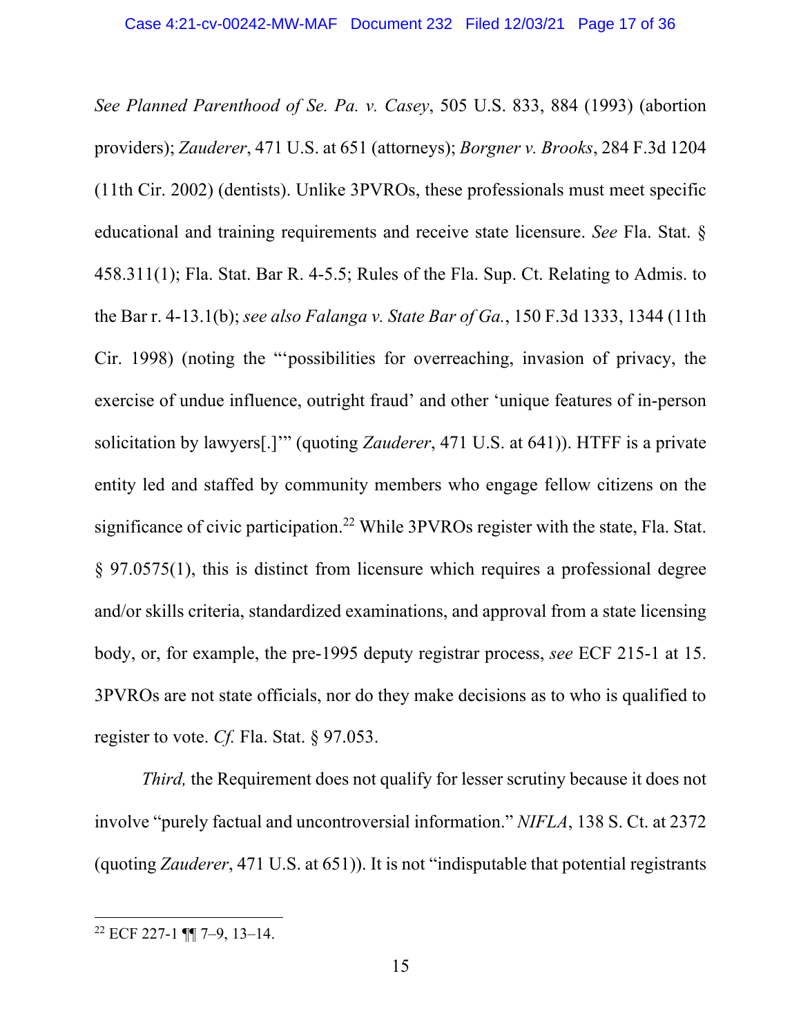*See Planned Parenthood of Se. Pa. v. Casey*, 505 U.S. 833, 884 (1993) (abortion providers); *Zauderer*, 471 U.S. at 651 (attorneys); *Borgner v. Brooks*, 284 F.3d 1204 (11th Cir. 2002) (dentists). Unlike 3PVROs, these professionals must meet specific educational and training requirements and receive state licensure. *See* Fla. Stat. § 458.311(1); Fla. Stat. Bar R. 4-5.5; Rules of the Fla. Sup. Ct. Relating to Admis. to the Bar r. 4-13.1(b); *see also Falanga v. State Bar of Ga.*, 150 F.3d 1333, 1344 (11th Cir. 1998) (noting the "'possibilities for overreaching, invasion of privacy, the exercise of undue influence, outright fraud' and other 'unique features of in-person solicitation by lawyers[.]'" (quoting *Zauderer*, 471 U.S. at 641)). HTFF is a private entity led and staffed by community members who engage fellow citizens on the significance of civic participation.[22] While 3PVROs register with the state, Fla. Stat. § 97.0575(1), this is distinct from licensure which requires a professional degree and/or skills criteria, standardized examinations, and approval from a state licensing body, or, for example, the pre-1995 deputy registrar process, *see* ECF 215-1 at 15. 3PVROs are not state officials, nor do they make decisions as to who is qualified to register to vote. *Cf.* Fla. Stat. § 97.053.

*Third,* the Requirement does not qualify for lesser scrutiny because it does not involve "purely factual and uncontroversial information." *NIFLA*, 138 S. Ct. at 2372 (quoting *Zauderer*, 471 U.S. at 651)). It is not "indisputable that potential registrants

---

[22] ECF 227-1 ¶¶ 7–9, 13–14.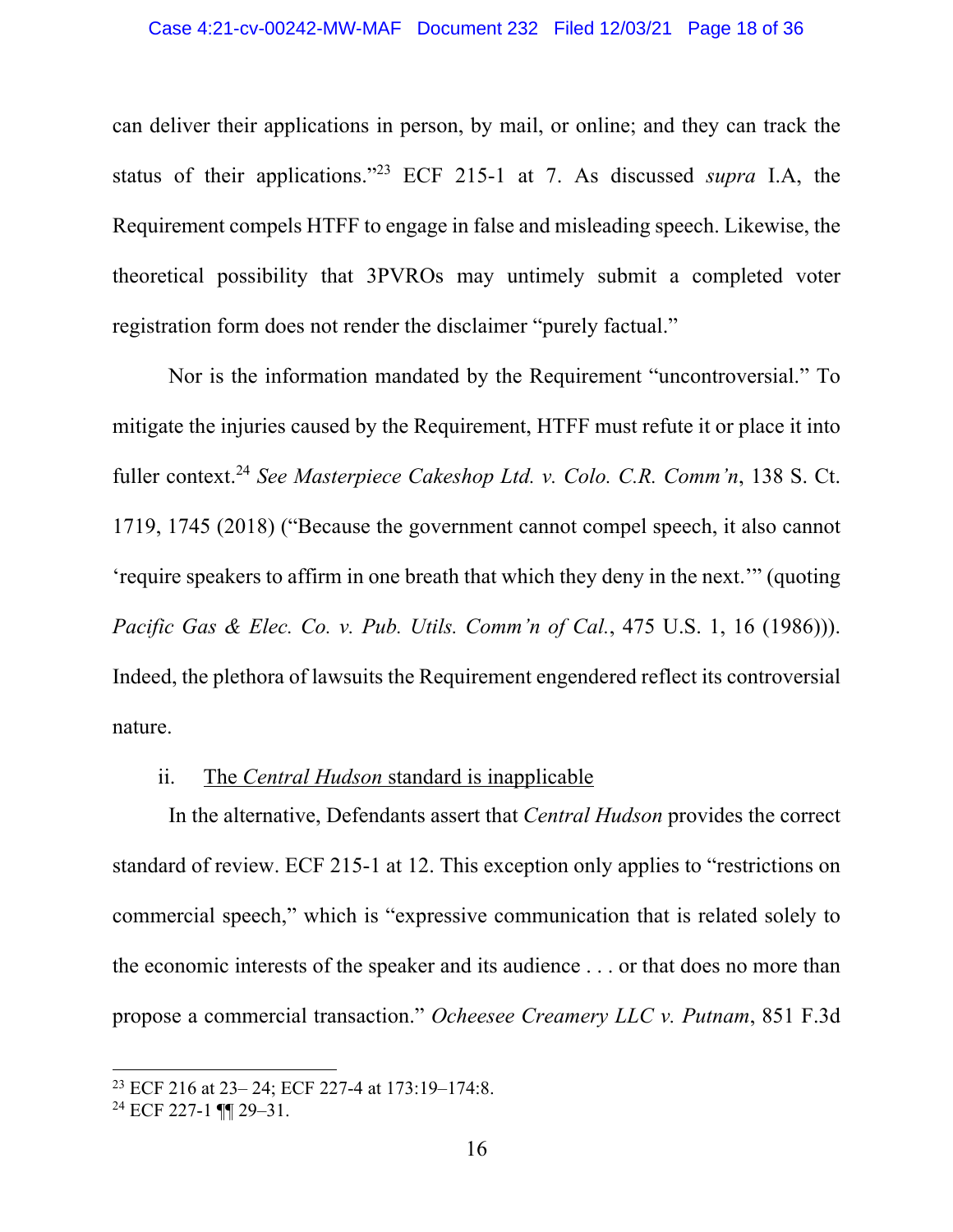can deliver their applications in person, by mail, or online; and they can track the status of their applications."[23] ECF 215-1 at 7. As discussed *supra* I.A, the Requirement compels HTFF to engage in false and misleading speech. Likewise, the theoretical possibility that 3PVROs may untimely submit a completed voter registration form does not render the disclaimer "purely factual."

Nor is the information mandated by the Requirement "uncontroversial." To mitigate the injuries caused by the Requirement, HTFF must refute it or place it into fuller context.[24] *See Masterpiece Cakeshop Ltd. v. Colo. C.R. Comm'n*, 138 S. Ct. 1719, 1745 (2018) ("Because the government cannot compel speech, it also cannot 'require speakers to affirm in one breath that which they deny in the next.'" (quoting *Pacific Gas & Elec. Co. v. Pub. Utils. Comm'n of Cal.*, 475 U.S. 1, 16 (1986))). Indeed, the plethora of lawsuits the Requirement engendered reflect its controversial nature.

ii. <u>The *Central Hudson* standard is inapplicable</u>

In the alternative, Defendants assert that *Central Hudson* provides the correct standard of review. ECF 215-1 at 12. This exception only applies to "restrictions on commercial speech," which is "expressive communication that is related solely to the economic interests of the speaker and its audience . . . or that does no more than propose a commercial transaction." *Ocheesee Creamery LLC v. Putnam*, 851 F.3d

---

[23] ECF 216 at 23– 24; ECF 227-4 at 173:19–174:8.

[24] ECF 227-1 ¶¶ 29–31.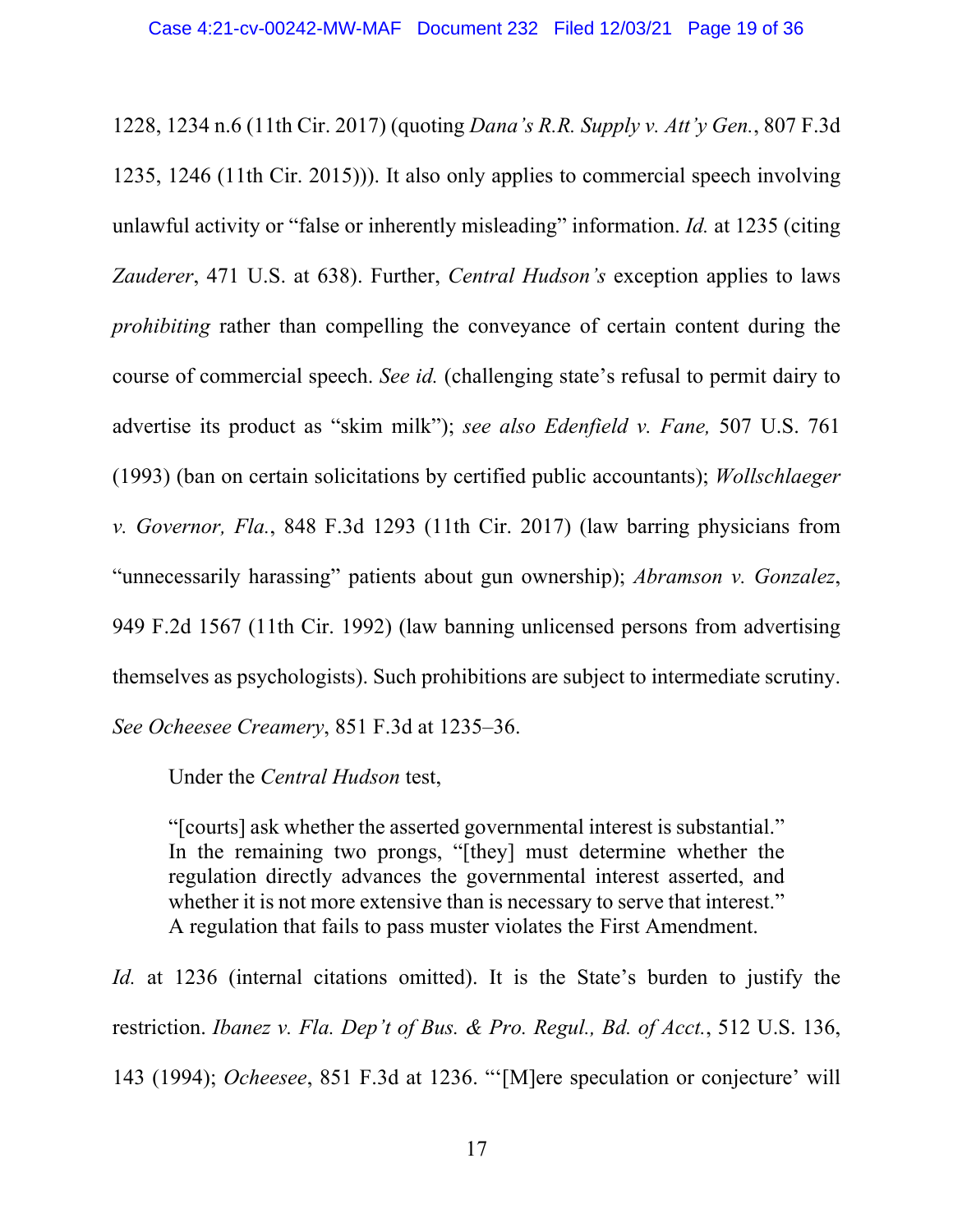1228, 1234 n.6 (11th Cir. 2017) (quoting *Dana's R.R. Supply v. Att'y Gen.*, 807 F.3d 1235, 1246 (11th Cir. 2015))). It also only applies to commercial speech involving unlawful activity or "false or inherently misleading" information. *Id.* at 1235 (citing *Zauderer*, 471 U.S. at 638). Further, *Central Hudson's* exception applies to laws *prohibiting* rather than compelling the conveyance of certain content during the course of commercial speech. *See id.* (challenging state's refusal to permit dairy to advertise its product as "skim milk"); *see also Edenfield v. Fane,* 507 U.S. 761 (1993) (ban on certain solicitations by certified public accountants); *Wollschlaeger v. Governor, Fla.*, 848 F.3d 1293 (11th Cir. 2017) (law barring physicians from "unnecessarily harassing" patients about gun ownership); *Abramson v. Gonzalez*, 949 F.2d 1567 (11th Cir. 1992) (law banning unlicensed persons from advertising themselves as psychologists). Such prohibitions are subject to intermediate scrutiny. *See Ocheesee Creamery*, 851 F.3d at 1235–36.

Under the *Central Hudson* test,

> "[courts] ask whether the asserted governmental interest is substantial." In the remaining two prongs, "[they] must determine whether the regulation directly advances the governmental interest asserted, and whether it is not more extensive than is necessary to serve that interest." A regulation that fails to pass muster violates the First Amendment.

*Id.* at 1236 (internal citations omitted). It is the State's burden to justify the restriction. *Ibanez v. Fla. Dep't of Bus. & Pro. Regul., Bd. of Acct.*, 512 U.S. 136, 143 (1994); *Ocheesee*, 851 F.3d at 1236. "'[M]ere speculation or conjecture' will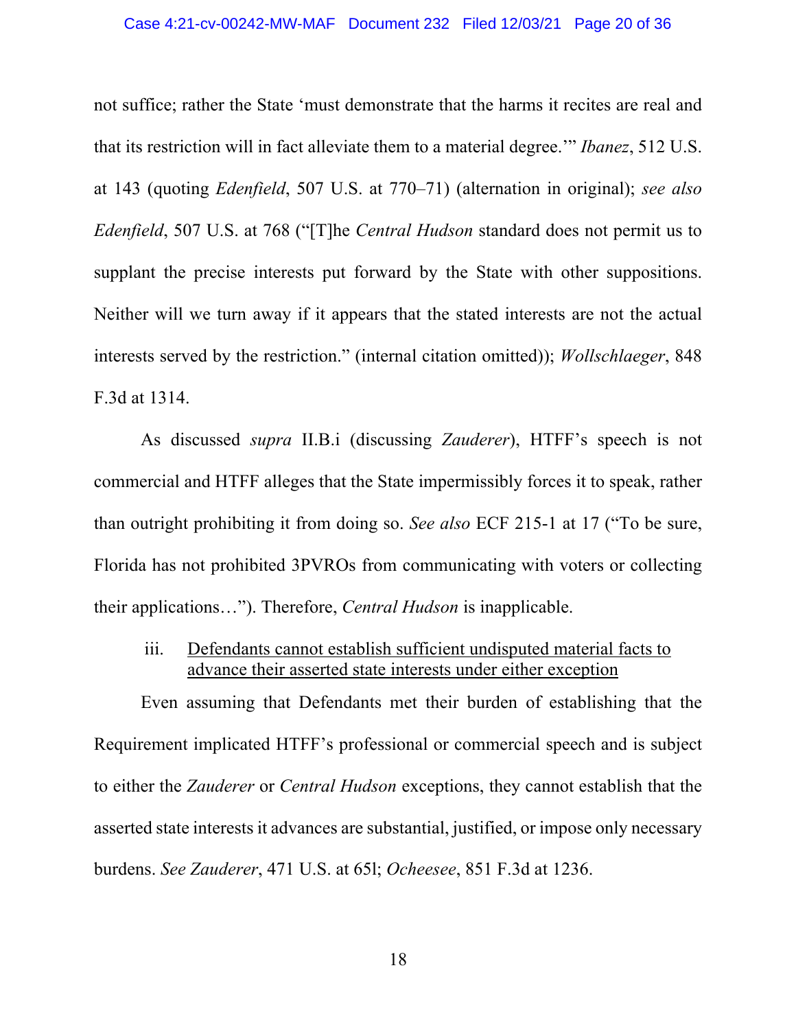not suffice; rather the State 'must demonstrate that the harms it recites are real and that its restriction will in fact alleviate them to a material degree.'" *Ibanez*, 512 U.S. at 143 (quoting *Edenfield*, 507 U.S. at 770–71) (alternation in original); *see also* *Edenfield*, 507 U.S. at 768 ("[T]he *Central Hudson* standard does not permit us to supplant the precise interests put forward by the State with other suppositions. Neither will we turn away if it appears that the stated interests are not the actual interests served by the restriction." (internal citation omitted)); *Wollschlaeger*, 848 F.3d at 1314.

As discussed *supra* II.B.i (discussing *Zauderer*), HTFF's speech is not commercial and HTFF alleges that the State impermissibly forces it to speak, rather than outright prohibiting it from doing so. *See also* ECF 215-1 at 17 ("To be sure, Florida has not prohibited 3PVROs from communicating with voters or collecting their applications…"). Therefore, *Central Hudson* is inapplicable.

iii. <u>Defendants cannot establish sufficient undisputed material facts to advance their asserted state interests under either exception</u>

Even assuming that Defendants met their burden of establishing that the Requirement implicated HTFF's professional or commercial speech and is subject to either the *Zauderer* or *Central Hudson* exceptions, they cannot establish that the asserted state interests it advances are substantial, justified, or impose only necessary burdens. *See Zauderer*, 471 U.S. at 65l; *Ocheesee*, 851 F.3d at 1236.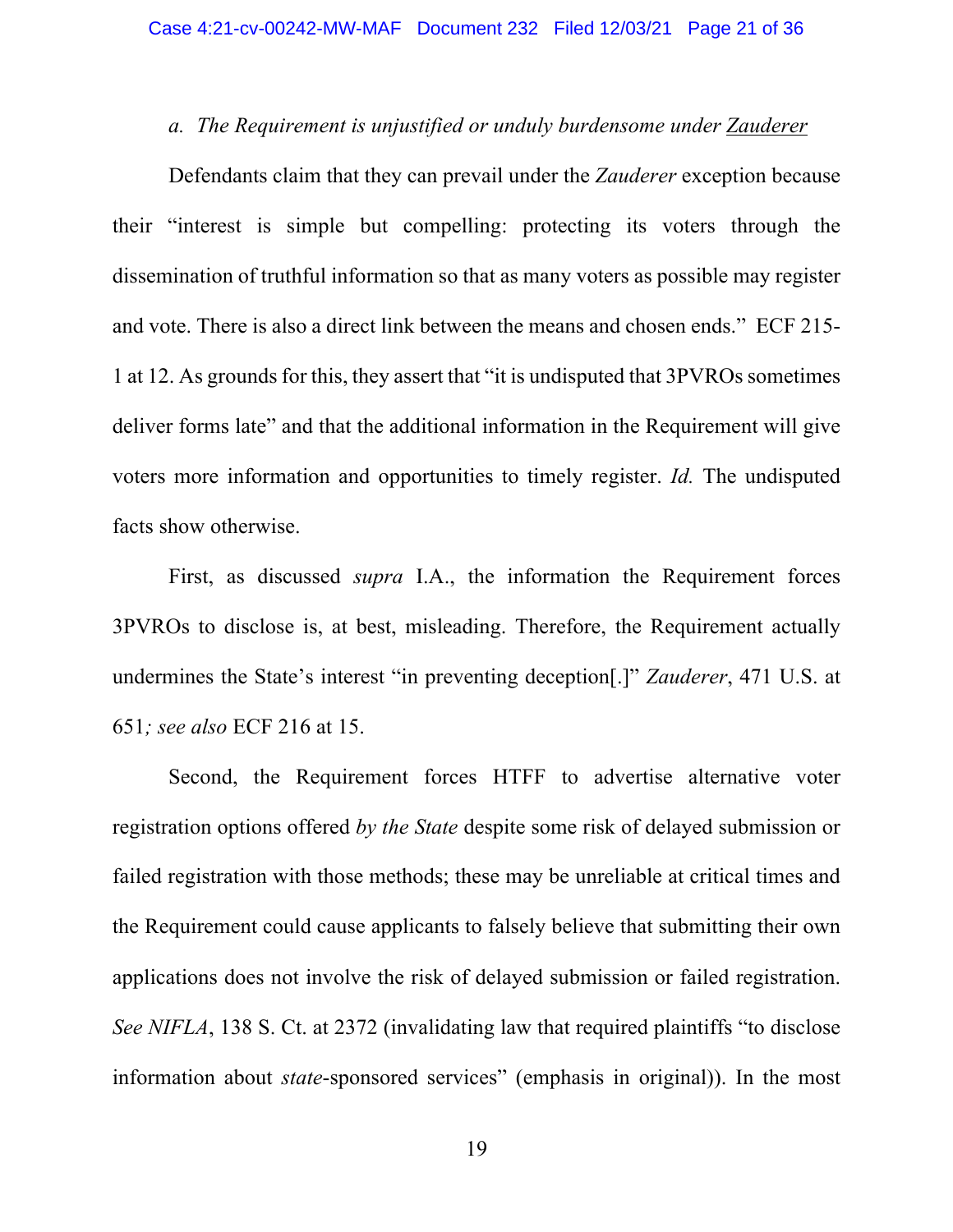*a. The Requirement is unjustified or unduly burdensome under Zauderer*

Defendants claim that they can prevail under the *Zauderer* exception because their "interest is simple but compelling: protecting its voters through the dissemination of truthful information so that as many voters as possible may register and vote. There is also a direct link between the means and chosen ends." ECF 215-1 at 12. As grounds for this, they assert that "it is undisputed that 3PVROs sometimes deliver forms late" and that the additional information in the Requirement will give voters more information and opportunities to timely register. *Id.* The undisputed facts show otherwise.

First, as discussed *supra* I.A., the information the Requirement forces 3PVROs to disclose is, at best, misleading. Therefore, the Requirement actually undermines the State's interest "in preventing deception[.]" *Zauderer*, 471 U.S. at 651*; see also* ECF 216 at 15.

Second, the Requirement forces HTFF to advertise alternative voter registration options offered *by the State* despite some risk of delayed submission or failed registration with those methods; these may be unreliable at critical times and the Requirement could cause applicants to falsely believe that submitting their own applications does not involve the risk of delayed submission or failed registration. *See NIFLA*, 138 S. Ct. at 2372 (invalidating law that required plaintiffs "to disclose information about *state*-sponsored services" (emphasis in original)). In the most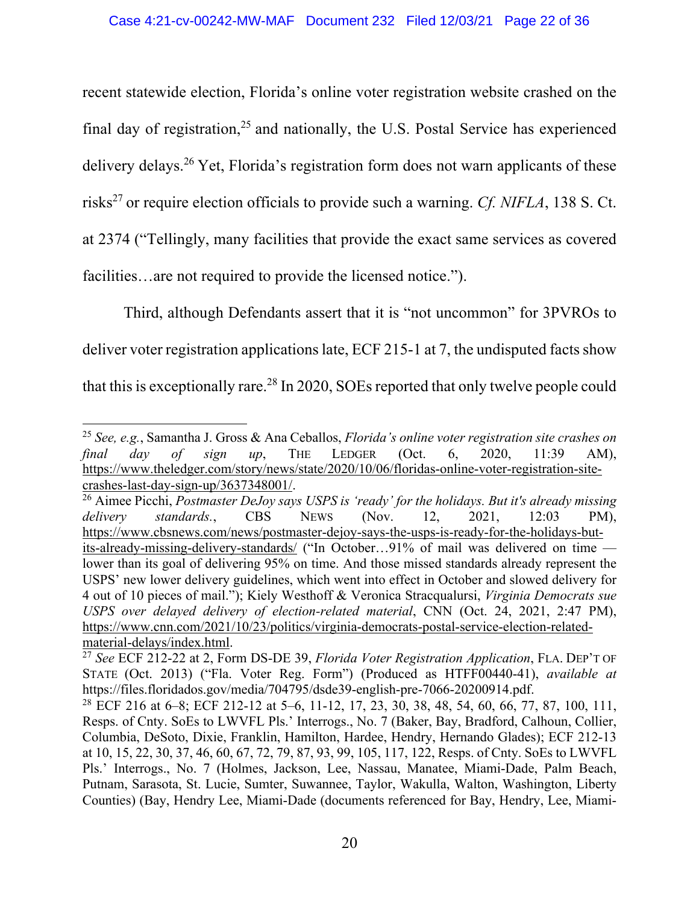recent statewide election, Florida's online voter registration website crashed on the final day of registration,[25] and nationally, the U.S. Postal Service has experienced delivery delays.[26] Yet, Florida's registration form does not warn applicants of these risks[27] or require election officials to provide such a warning. *Cf. NIFLA*, 138 S. Ct. at 2374 ("Tellingly, many facilities that provide the exact same services as covered facilities…are not required to provide the licensed notice.").

Third, although Defendants assert that it is "not uncommon" for 3PVROs to deliver voter registration applications late, ECF 215-1 at 7, the undisputed facts show that this is exceptionally rare.[28] In 2020, SOEs reported that only twelve people could

---

[25] *See, e.g.*, Samantha J. Gross & Ana Ceballos, *Florida's online voter registration site crashes on final day of sign up*, THE LEDGER (Oct. 6, 2020, 11:39 AM), https://www.theledger.com/story/news/state/2020/10/06/floridas-online-voter-registration-site-crashes-last-day-sign-up/3637348001/.

[26] Aimee Picchi, *Postmaster DeJoy says USPS is 'ready' for the holidays. But it's already missing delivery standards.*, CBS NEWS (Nov. 12, 2021, 12:03 PM), https://www.cbsnews.com/news/postmaster-dejoy-says-the-usps-is-ready-for-the-holidays-but-its-already-missing-delivery-standards/ ("In October…91% of mail was delivered on time — lower than its goal of delivering 95% on time. And those missed standards already represent the USPS' new lower delivery guidelines, which went into effect in October and slowed delivery for 4 out of 10 pieces of mail."); Kiely Westhoff & Veronica Stracqualursi, *Virginia Democrats sue USPS over delayed delivery of election-related material*, CNN (Oct. 24, 2021, 2:47 PM), https://www.cnn.com/2021/10/23/politics/virginia-democrats-postal-service-election-related-material-delays/index.html.

[27] *See* ECF 212-22 at 2, Form DS-DE 39, *Florida Voter Registration Application*, FLA. DEP'T OF STATE (Oct. 2013) ("Fla. Voter Reg. Form") (Produced as HTFF00440-41), *available at* https://files.floridados.gov/media/704795/dsde39-english-pre-7066-20200914.pdf.

[28] ECF 216 at 6–8; ECF 212-12 at 5–6, 11-12, 17, 23, 30, 38, 48, 54, 60, 66, 77, 87, 100, 111, Resps. of Cnty. SoEs to LWVFL Pls.' Interrogs., No. 7 (Baker, Bay, Bradford, Calhoun, Collier, Columbia, DeSoto, Dixie, Franklin, Hamilton, Hardee, Hendry, Hernando Glades); ECF 212-13 at 10, 15, 22, 30, 37, 46, 60, 67, 72, 79, 87, 93, 99, 105, 117, 122, Resps. of Cnty. SoEs to LWVFL Pls.' Interrogs., No. 7 (Holmes, Jackson, Lee, Nassau, Manatee, Miami-Dade, Palm Beach, Putnam, Sarasota, St. Lucie, Sumter, Suwannee, Taylor, Wakulla, Walton, Washington, Liberty Counties) (Bay, Hendry Lee, Miami-Dade (documents referenced for Bay, Hendry, Lee, Miami-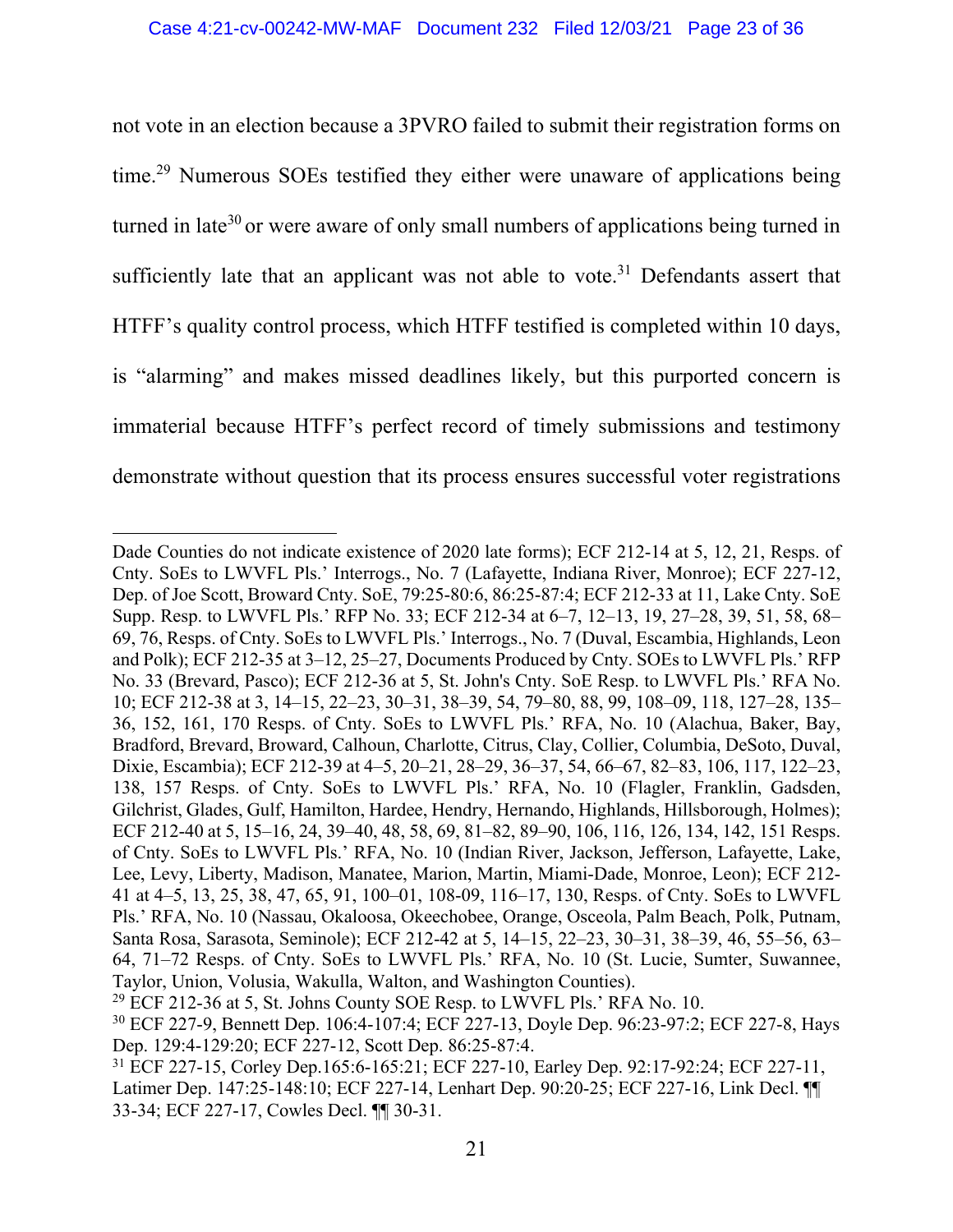not vote in an election because a 3PVRO failed to submit their registration forms on time.[29] Numerous SOEs testified they either were unaware of applications being turned in late[30] or were aware of only small numbers of applications being turned in sufficiently late that an applicant was not able to vote.[31] Defendants assert that HTFF's quality control process, which HTFF testified is completed within 10 days, is "alarming" and makes missed deadlines likely, but this purported concern is immaterial because HTFF's perfect record of timely submissions and testimony demonstrate without question that its process ensures successful voter registrations

---

Dade Counties do not indicate existence of 2020 late forms); ECF 212-14 at 5, 12, 21, Resps. of Cnty. SoEs to LWVFL Pls.' Interrogs., No. 7 (Lafayette, Indiana River, Monroe); ECF 227-12, Dep. of Joe Scott, Broward Cnty. SoE, 79:25-80:6, 86:25-87:4; ECF 212-33 at 11, Lake Cnty. SoE Supp. Resp. to LWVFL Pls.' RFP No. 33; ECF 212-34 at 6–7, 12–13, 19, 27–28, 39, 51, 58, 68–69, 76, Resps. of Cnty. SoEs to LWVFL Pls.' Interrogs., No. 7 (Duval, Escambia, Highlands, Leon and Polk); ECF 212-35 at 3–12, 25–27, Documents Produced by Cnty. SOEs to LWVFL Pls.' RFP No. 33 (Brevard, Pasco); ECF 212-36 at 5, St. John's Cnty. SoE Resp. to LWVFL Pls.' RFA No. 10; ECF 212-38 at 3, 14–15, 22–23, 30–31, 38–39, 54, 79–80, 88, 99, 108–09, 118, 127–28, 135–36, 152, 161, 170 Resps. of Cnty. SoEs to LWVFL Pls.' RFA, No. 10 (Alachua, Baker, Bay, Bradford, Brevard, Broward, Calhoun, Charlotte, Citrus, Clay, Collier, Columbia, DeSoto, Duval, Dixie, Escambia); ECF 212-39 at 4–5, 20–21, 28–29, 36–37, 54, 66–67, 82–83, 106, 117, 122–23, 138, 157 Resps. of Cnty. SoEs to LWVFL Pls.' RFA, No. 10 (Flagler, Franklin, Gadsden, Gilchrist, Glades, Gulf, Hamilton, Hardee, Hendry, Hernando, Highlands, Hillsborough, Holmes); ECF 212-40 at 5, 15–16, 24, 39–40, 48, 58, 69, 81–82, 89–90, 106, 116, 126, 134, 142, 151 Resps. of Cnty. SoEs to LWVFL Pls.' RFA, No. 10 (Indian River, Jackson, Jefferson, Lafayette, Lake, Lee, Levy, Liberty, Madison, Manatee, Marion, Martin, Miami-Dade, Monroe, Leon); ECF 212-41 at 4–5, 13, 25, 38, 47, 65, 91, 100–01, 108-09, 116–17, 130, Resps. of Cnty. SoEs to LWVFL Pls.' RFA, No. 10 (Nassau, Okaloosa, Okeechobee, Orange, Osceola, Palm Beach, Polk, Putnam, Santa Rosa, Sarasota, Seminole); ECF 212-42 at 5, 14–15, 22–23, 30–31, 38–39, 46, 55–56, 63–64, 71–72 Resps. of Cnty. SoEs to LWVFL Pls.' RFA, No. 10 (St. Lucie, Sumter, Suwannee, Taylor, Union, Volusia, Wakulla, Walton, and Washington Counties).

[29] ECF 212-36 at 5, St. Johns County SOE Resp. to LWVFL Pls.' RFA No. 10.

[30] ECF 227-9, Bennett Dep. 106:4-107:4; ECF 227-13, Doyle Dep. 96:23-97:2; ECF 227-8, Hays Dep. 129:4-129:20; ECF 227-12, Scott Dep. 86:25-87:4.

[31] ECF 227-15, Corley Dep.165:6-165:21; ECF 227-10, Earley Dep. 92:17-92:24; ECF 227-11, Latimer Dep. 147:25-148:10; ECF 227-14, Lenhart Dep. 90:20-25; ECF 227-16, Link Decl. ¶¶ 33-34; ECF 227-17, Cowles Decl. ¶¶ 30-31.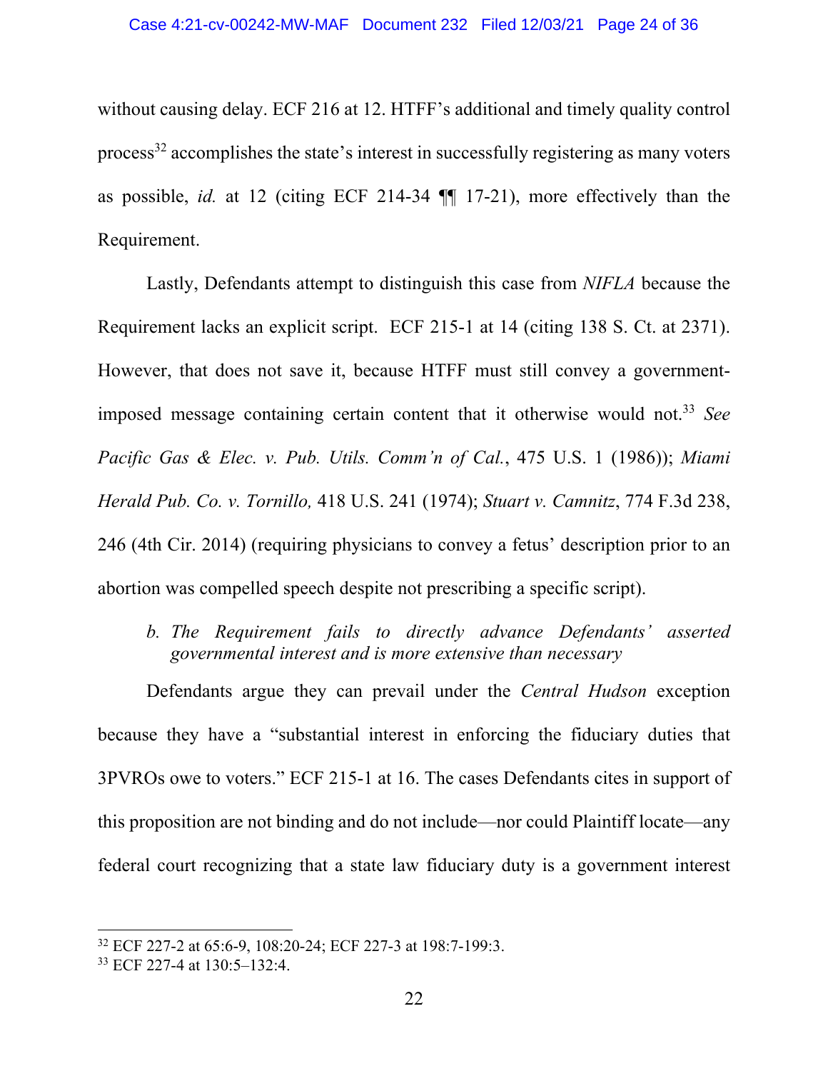without causing delay. ECF 216 at 12. HTFF's additional and timely quality control process[32] accomplishes the state's interest in successfully registering as many voters as possible, *id.* at 12 (citing ECF 214-34 ¶¶ 17-21), more effectively than the Requirement.

Lastly, Defendants attempt to distinguish this case from *NIFLA* because the Requirement lacks an explicit script. ECF 215-1 at 14 (citing 138 S. Ct. at 2371). However, that does not save it, because HTFF must still convey a government-imposed message containing certain content that it otherwise would not.[33] *See Pacific Gas & Elec. v. Pub. Utils. Comm'n of Cal.*, 475 U.S. 1 (1986)); *Miami Herald Pub. Co. v. Tornillo,* 418 U.S. 241 (1974); *Stuart v. Camnitz*, 774 F.3d 238, 246 (4th Cir. 2014) (requiring physicians to convey a fetus' description prior to an abortion was compelled speech despite not prescribing a specific script).

*b. The Requirement fails to directly advance Defendants' asserted governmental interest and is more extensive than necessary*

Defendants argue they can prevail under the *Central Hudson* exception because they have a "substantial interest in enforcing the fiduciary duties that 3PVROs owe to voters." ECF 215-1 at 16. The cases Defendants cites in support of this proposition are not binding and do not include—nor could Plaintiff locate—any federal court recognizing that a state law fiduciary duty is a government interest

---

[32] ECF 227-2 at 65:6-9, 108:20-24; ECF 227-3 at 198:7-199:3.

[33] ECF 227-4 at 130:5–132:4.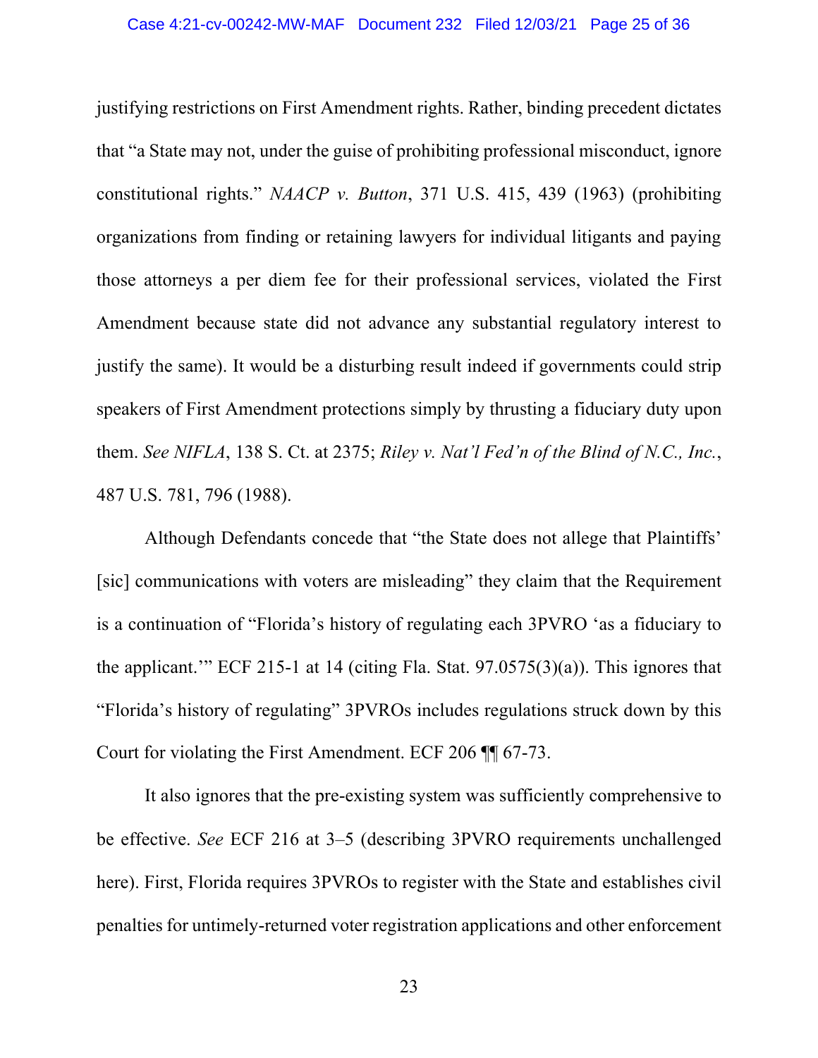justifying restrictions on First Amendment rights. Rather, binding precedent dictates that "a State may not, under the guise of prohibiting professional misconduct, ignore constitutional rights." *NAACP v. Button*, 371 U.S. 415, 439 (1963) (prohibiting organizations from finding or retaining lawyers for individual litigants and paying those attorneys a per diem fee for their professional services, violated the First Amendment because state did not advance any substantial regulatory interest to justify the same). It would be a disturbing result indeed if governments could strip speakers of First Amendment protections simply by thrusting a fiduciary duty upon them. *See NIFLA*, 138 S. Ct. at 2375; *Riley v. Nat'l Fed'n of the Blind of N.C., Inc.*, 487 U.S. 781, 796 (1988).

Although Defendants concede that "the State does not allege that Plaintiffs' [sic] communications with voters are misleading" they claim that the Requirement is a continuation of "Florida's history of regulating each 3PVRO 'as a fiduciary to the applicant.'" ECF 215-1 at 14 (citing Fla. Stat. 97.0575(3)(a)). This ignores that "Florida's history of regulating" 3PVROs includes regulations struck down by this Court for violating the First Amendment. ECF 206 ¶¶ 67-73.

It also ignores that the pre-existing system was sufficiently comprehensive to be effective. *See* ECF 216 at 3–5 (describing 3PVRO requirements unchallenged here). First, Florida requires 3PVROs to register with the State and establishes civil penalties for untimely-returned voter registration applications and other enforcement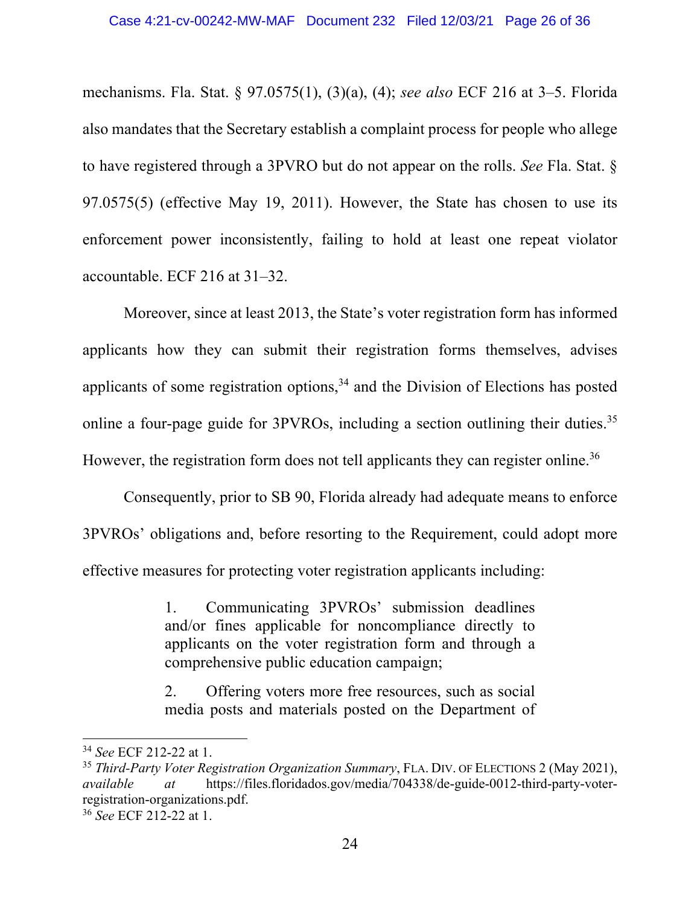mechanisms. Fla. Stat. § 97.0575(1), (3)(a), (4); *see also* ECF 216 at 3–5. Florida also mandates that the Secretary establish a complaint process for people who allege to have registered through a 3PVRO but do not appear on the rolls. *See* Fla. Stat. § 97.0575(5) (effective May 19, 2011). However, the State has chosen to use its enforcement power inconsistently, failing to hold at least one repeat violator accountable. ECF 216 at 31–32.

Moreover, since at least 2013, the State's voter registration form has informed applicants how they can submit their registration forms themselves, advises applicants of some registration options,[34] and the Division of Elections has posted online a four-page guide for 3PVROs, including a section outlining their duties.[35] However, the registration form does not tell applicants they can register online.[36]

Consequently, prior to SB 90, Florida already had adequate means to enforce 3PVROs' obligations and, before resorting to the Requirement, could adopt more effective measures for protecting voter registration applicants including:

> 1. Communicating 3PVROs' submission deadlines and/or fines applicable for noncompliance directly to applicants on the voter registration form and through a comprehensive public education campaign;
>
> 2. Offering voters more free resources, such as social media posts and materials posted on the Department of

---

[34] *See* ECF 212-22 at 1.

[35] *Third-Party Voter Registration Organization Summary*, FLA. DIV. OF ELECTIONS 2 (May 2021), *available at* https://files.floridados.gov/media/704338/de-guide-0012-third-party-voter-registration-organizations.pdf.

[36] *See* ECF 212-22 at 1.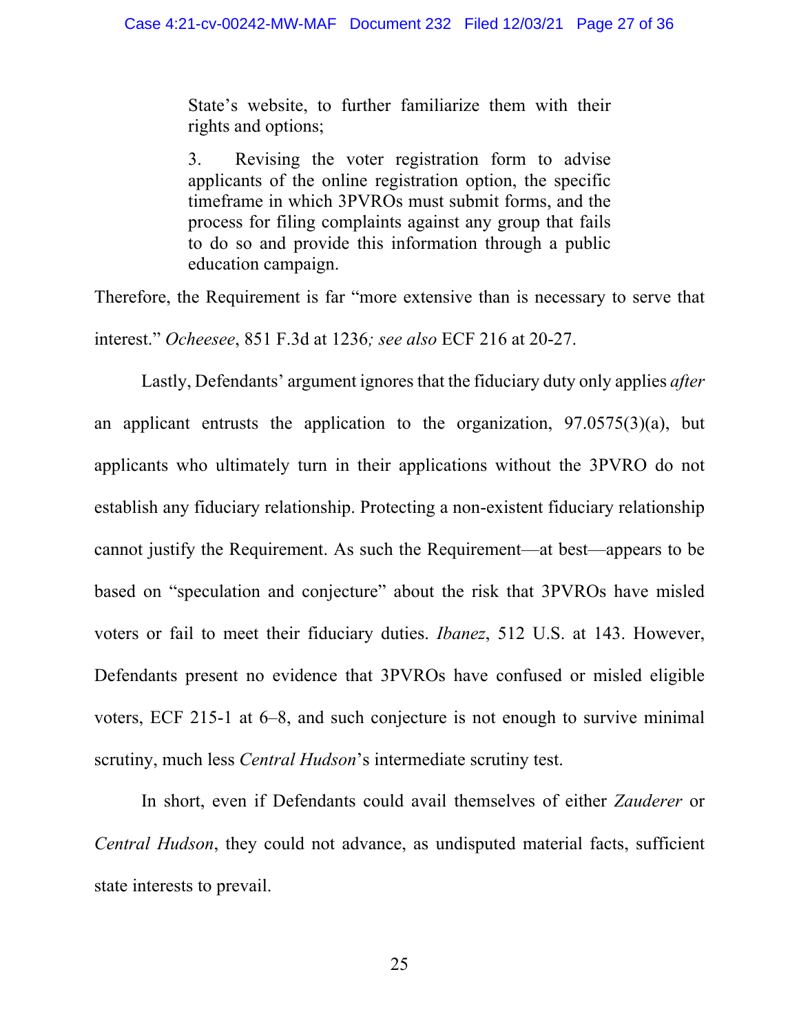> State's website, to further familiarize them with their rights and options;
>
> 3. Revising the voter registration form to advise applicants of the online registration option, the specific timeframe in which 3PVROs must submit forms, and the process for filing complaints against any group that fails to do so and provide this information through a public education campaign.

Therefore, the Requirement is far "more extensive than is necessary to serve that interest." *Ocheesee*, 851 F.3d at 1236*; see also* ECF 216 at 20-27.

Lastly, Defendants' argument ignores that the fiduciary duty only applies *after* an applicant entrusts the application to the organization, 97.0575(3)(a), but applicants who ultimately turn in their applications without the 3PVRO do not establish any fiduciary relationship. Protecting a non-existent fiduciary relationship cannot justify the Requirement. As such the Requirement—at best—appears to be based on "speculation and conjecture" about the risk that 3PVROs have misled voters or fail to meet their fiduciary duties. *Ibanez*, 512 U.S. at 143. However, Defendants present no evidence that 3PVROs have confused or misled eligible voters, ECF 215-1 at 6–8, and such conjecture is not enough to survive minimal scrutiny, much less *Central Hudson*'s intermediate scrutiny test.

In short, even if Defendants could avail themselves of either *Zauderer* or *Central Hudson*, they could not advance, as undisputed material facts, sufficient state interests to prevail.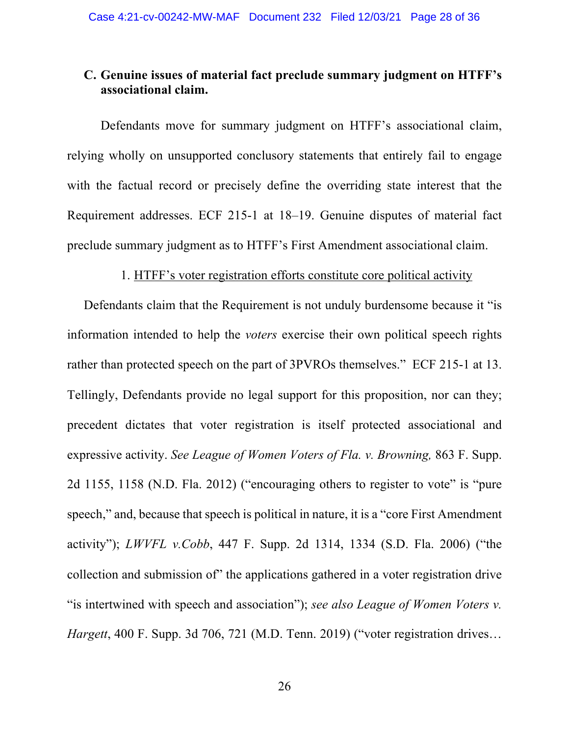### C. Genuine issues of material fact preclude summary judgment on HTFF's associational claim.

Defendants move for summary judgment on HTFF's associational claim, relying wholly on unsupported conclusory statements that entirely fail to engage with the factual record or precisely define the overriding state interest that the Requirement addresses. ECF 215-1 at 18–19. Genuine disputes of material fact preclude summary judgment as to HTFF's First Amendment associational claim.

1. <u>HTFF's voter registration efforts constitute core political activity</u>

Defendants claim that the Requirement is not unduly burdensome because it "is information intended to help the *voters* exercise their own political speech rights rather than protected speech on the part of 3PVROs themselves." ECF 215-1 at 13. Tellingly, Defendants provide no legal support for this proposition, nor can they; precedent dictates that voter registration is itself protected associational and expressive activity. *See League of Women Voters of Fla. v. Browning,* 863 F. Supp. 2d 1155, 1158 (N.D. Fla. 2012) ("encouraging others to register to vote" is "pure speech," and, because that speech is political in nature, it is a "core First Amendment activity"); *LWVFL v.Cobb*, 447 F. Supp. 2d 1314, 1334 (S.D. Fla. 2006) ("the collection and submission of" the applications gathered in a voter registration drive "is intertwined with speech and association"); *see also League of Women Voters v. Hargett*, 400 F. Supp. 3d 706, 721 (M.D. Tenn. 2019) ("voter registration drives…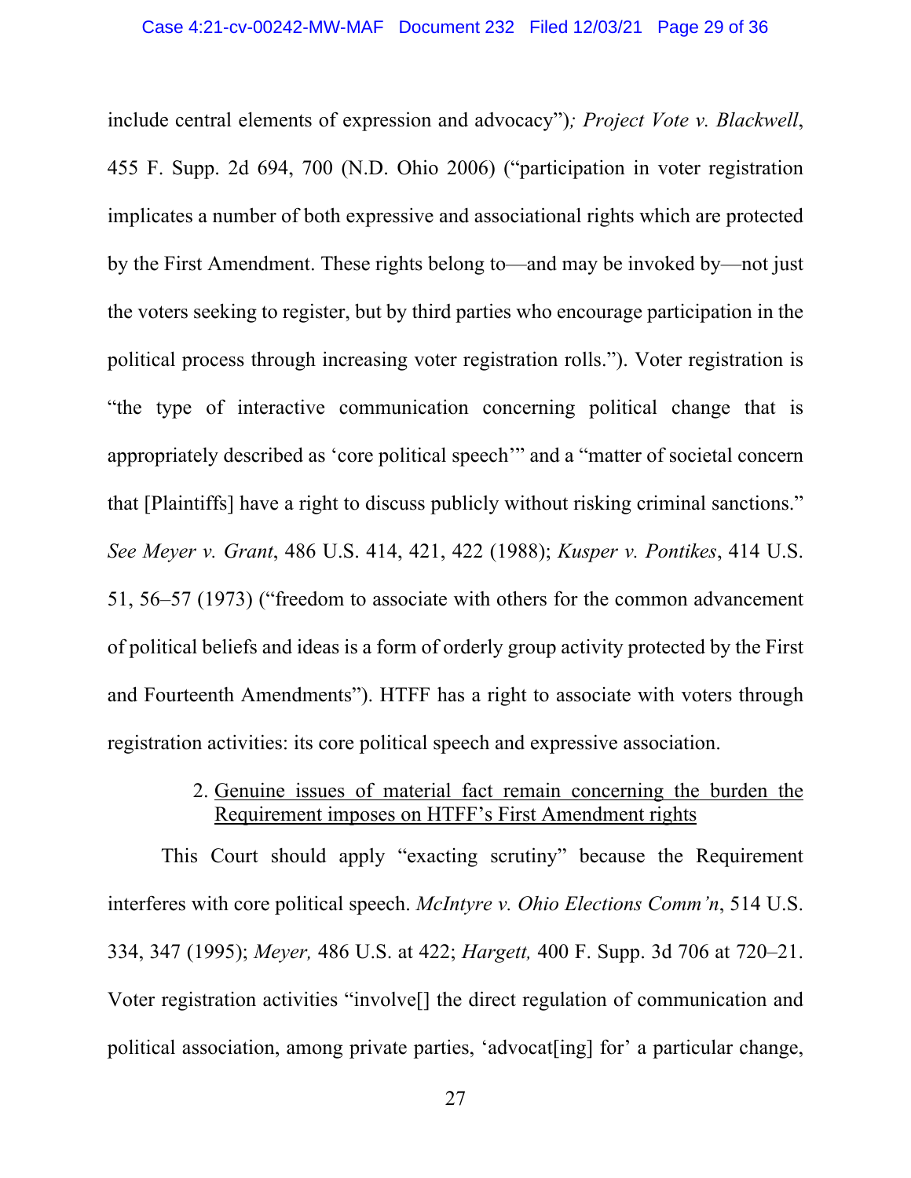include central elements of expression and advocacy"); *Project Vote v. Blackwell*, 455 F. Supp. 2d 694, 700 (N.D. Ohio 2006) ("participation in voter registration implicates a number of both expressive and associational rights which are protected by the First Amendment. These rights belong to—and may be invoked by—not just the voters seeking to register, but by third parties who encourage participation in the political process through increasing voter registration rolls."). Voter registration is "the type of interactive communication concerning political change that is appropriately described as 'core political speech'" and a "matter of societal concern that [Plaintiffs] have a right to discuss publicly without risking criminal sanctions." *See Meyer v. Grant*, 486 U.S. 414, 421, 422 (1988); *Kusper v. Pontikes*, 414 U.S. 51, 56–57 (1973) ("freedom to associate with others for the common advancement of political beliefs and ideas is a form of orderly group activity protected by the First and Fourteenth Amendments"). HTFF has a right to associate with voters through registration activities: its core political speech and expressive association.

2. <u>Genuine issues of material fact remain concerning the burden the Requirement imposes on HTFF's First Amendment rights</u>

This Court should apply "exacting scrutiny" because the Requirement interferes with core political speech. *McIntyre v. Ohio Elections Comm'n*, 514 U.S. 334, 347 (1995); *Meyer,* 486 U.S. at 422; *Hargett,* 400 F. Supp. 3d 706 at 720–21. Voter registration activities "involve[] the direct regulation of communication and political association, among private parties, 'advocat[ing] for' a particular change,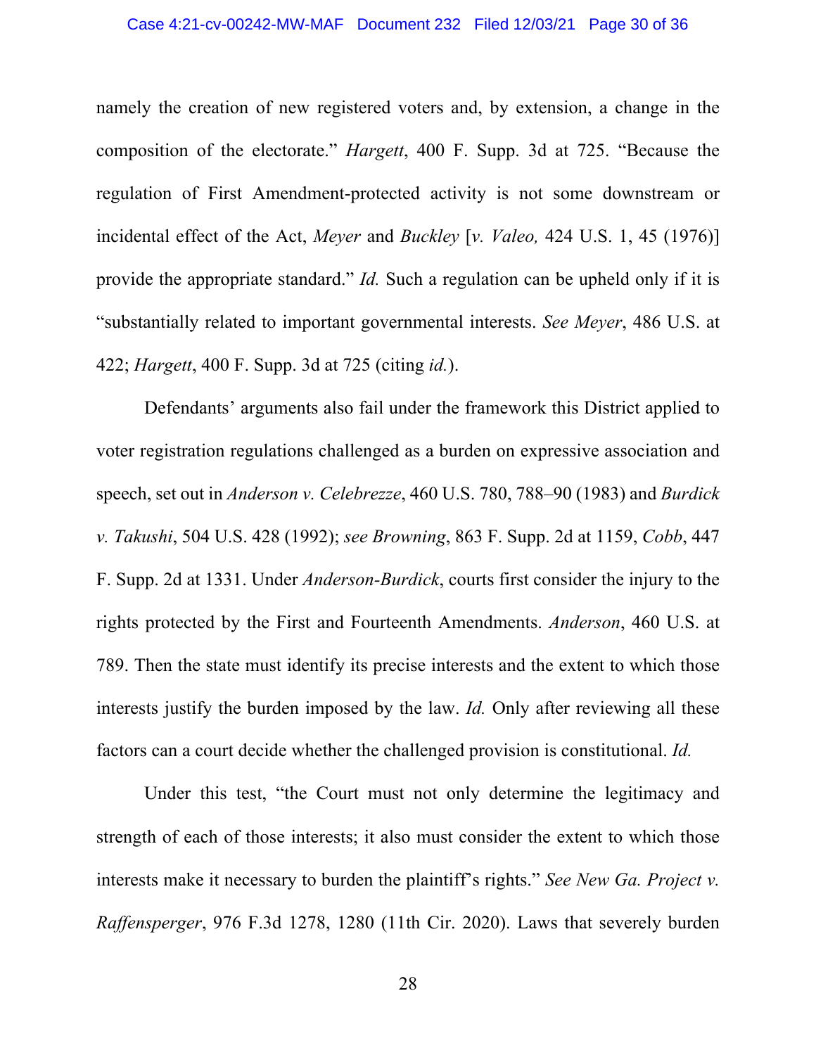namely the creation of new registered voters and, by extension, a change in the composition of the electorate." *Hargett*, 400 F. Supp. 3d at 725. "Because the regulation of First Amendment-protected activity is not some downstream or incidental effect of the Act, *Meyer* and *Buckley* [*v. Valeo,* 424 U.S. 1, 45 (1976)] provide the appropriate standard." *Id.* Such a regulation can be upheld only if it is "substantially related to important governmental interests. *See Meyer*, 486 U.S. at 422; *Hargett*, 400 F. Supp. 3d at 725 (citing *id.*).

Defendants' arguments also fail under the framework this District applied to voter registration regulations challenged as a burden on expressive association and speech, set out in *Anderson v. Celebrezze*, 460 U.S. 780, 788–90 (1983) and *Burdick v. Takushi*, 504 U.S. 428 (1992); *see Browning*, 863 F. Supp. 2d at 1159, *Cobb*, 447 F. Supp. 2d at 1331. Under *Anderson-Burdick*, courts first consider the injury to the rights protected by the First and Fourteenth Amendments. *Anderson*, 460 U.S. at 789. Then the state must identify its precise interests and the extent to which those interests justify the burden imposed by the law. *Id.* Only after reviewing all these factors can a court decide whether the challenged provision is constitutional. *Id.*

Under this test, "the Court must not only determine the legitimacy and strength of each of those interests; it also must consider the extent to which those interests make it necessary to burden the plaintiff's rights." *See New Ga. Project v. Raffensperger*, 976 F.3d 1278, 1280 (11th Cir. 2020). Laws that severely burden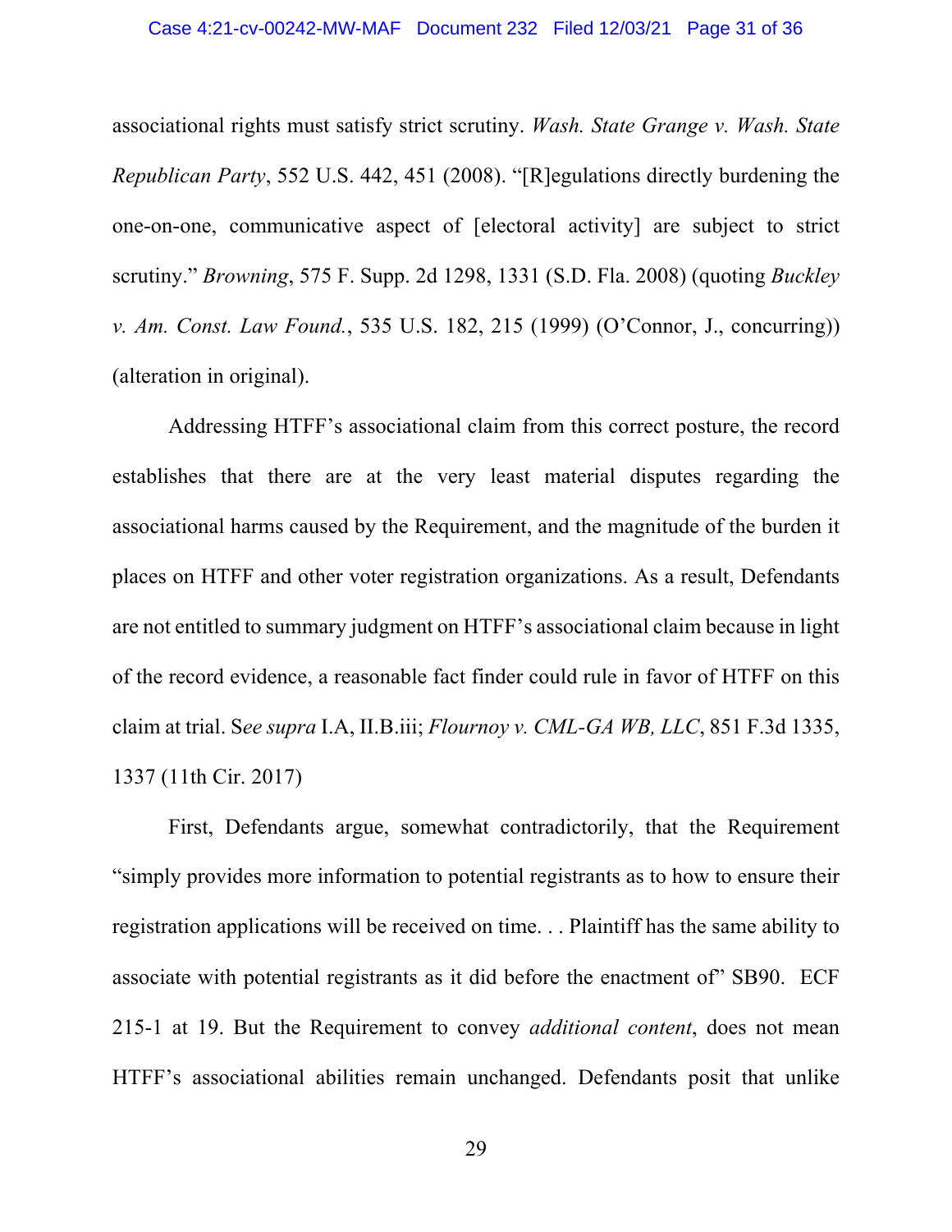associational rights must satisfy strict scrutiny. *Wash. State Grange v. Wash. State Republican Party*, 552 U.S. 442, 451 (2008). "[R]egulations directly burdening the one-on-one, communicative aspect of [electoral activity] are subject to strict scrutiny." *Browning*, 575 F. Supp. 2d 1298, 1331 (S.D. Fla. 2008) (quoting *Buckley v. Am. Const. Law Found.*, 535 U.S. 182, 215 (1999) (O'Connor, J., concurring)) (alteration in original).

Addressing HTFF's associational claim from this correct posture, the record establishes that there are at the very least material disputes regarding the associational harms caused by the Requirement, and the magnitude of the burden it places on HTFF and other voter registration organizations. As a result, Defendants are not entitled to summary judgment on HTFF's associational claim because in light of the record evidence, a reasonable fact finder could rule in favor of HTFF on this claim at trial. S*ee supra* I.A, II.B.iii; *Flournoy v. CML-GA WB, LLC*, 851 F.3d 1335, 1337 (11th Cir. 2017)

First, Defendants argue, somewhat contradictorily, that the Requirement "simply provides more information to potential registrants as to how to ensure their registration applications will be received on time. . . Plaintiff has the same ability to associate with potential registrants as it did before the enactment of" SB90. ECF 215-1 at 19. But the Requirement to convey *additional content*, does not mean HTFF's associational abilities remain unchanged. Defendants posit that unlike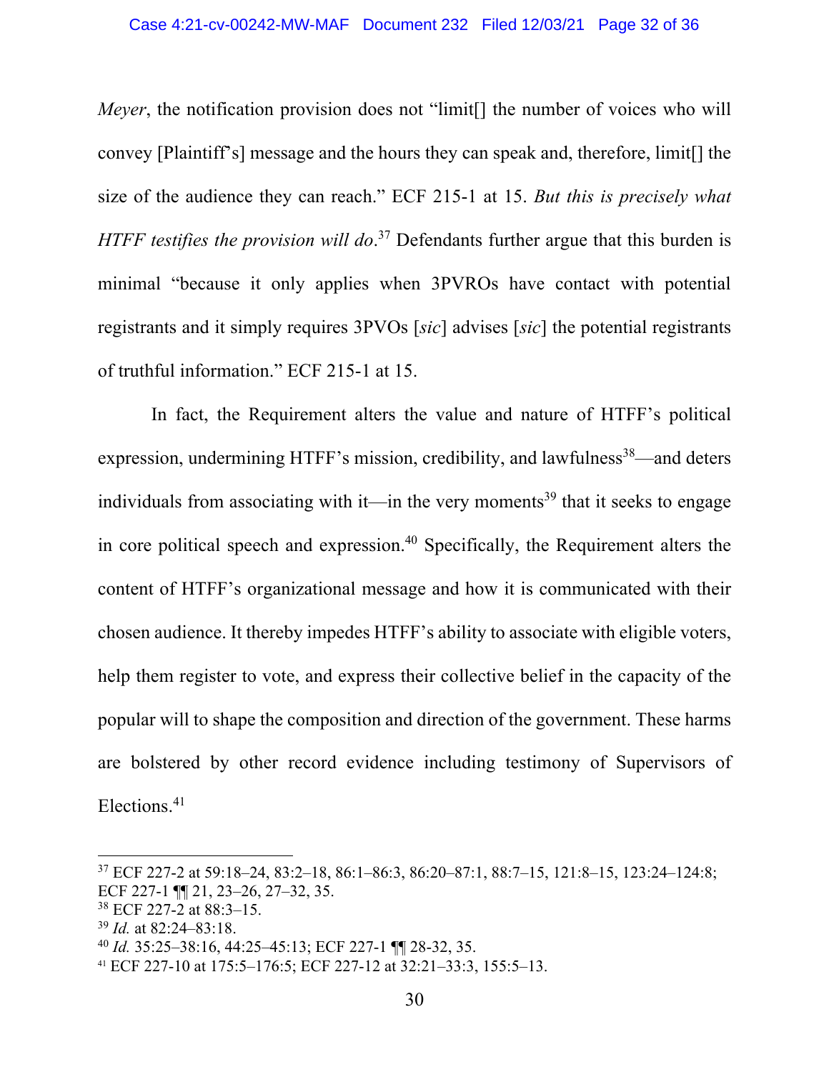*Meyer*, the notification provision does not "limit[] the number of voices who will convey [Plaintiff's] message and the hours they can speak and, therefore, limit[] the size of the audience they can reach." ECF 215-1 at 15. *But this is precisely what HTFF testifies the provision will do*.[37] Defendants further argue that this burden is minimal "because it only applies when 3PVROs have contact with potential registrants and it simply requires 3PVOs [*sic*] advises [*sic*] the potential registrants of truthful information." ECF 215-1 at 15.

In fact, the Requirement alters the value and nature of HTFF's political expression, undermining HTFF's mission, credibility, and lawfulness[38]—and deters individuals from associating with it—in the very moments[39] that it seeks to engage in core political speech and expression.[40] Specifically, the Requirement alters the content of HTFF's organizational message and how it is communicated with their chosen audience. It thereby impedes HTFF's ability to associate with eligible voters, help them register to vote, and express their collective belief in the capacity of the popular will to shape the composition and direction of the government. These harms are bolstered by other record evidence including testimony of Supervisors of Elections.[41]

---

[37] ECF 227-2 at 59:18–24, 83:2–18, 86:1–86:3, 86:20–87:1, 88:7–15, 121:8–15, 123:24–124:8; ECF 227-1 ¶¶ 21, 23–26, 27–32, 35.

[38] ECF 227-2 at 88:3–15.

[39] *Id.* at 82:24–83:18.

[40] *Id.* 35:25–38:16, 44:25–45:13; ECF 227-1 ¶¶ 28-32, 35.

[41] ECF 227-10 at 175:5–176:5; ECF 227-12 at 32:21–33:3, 155:5–13.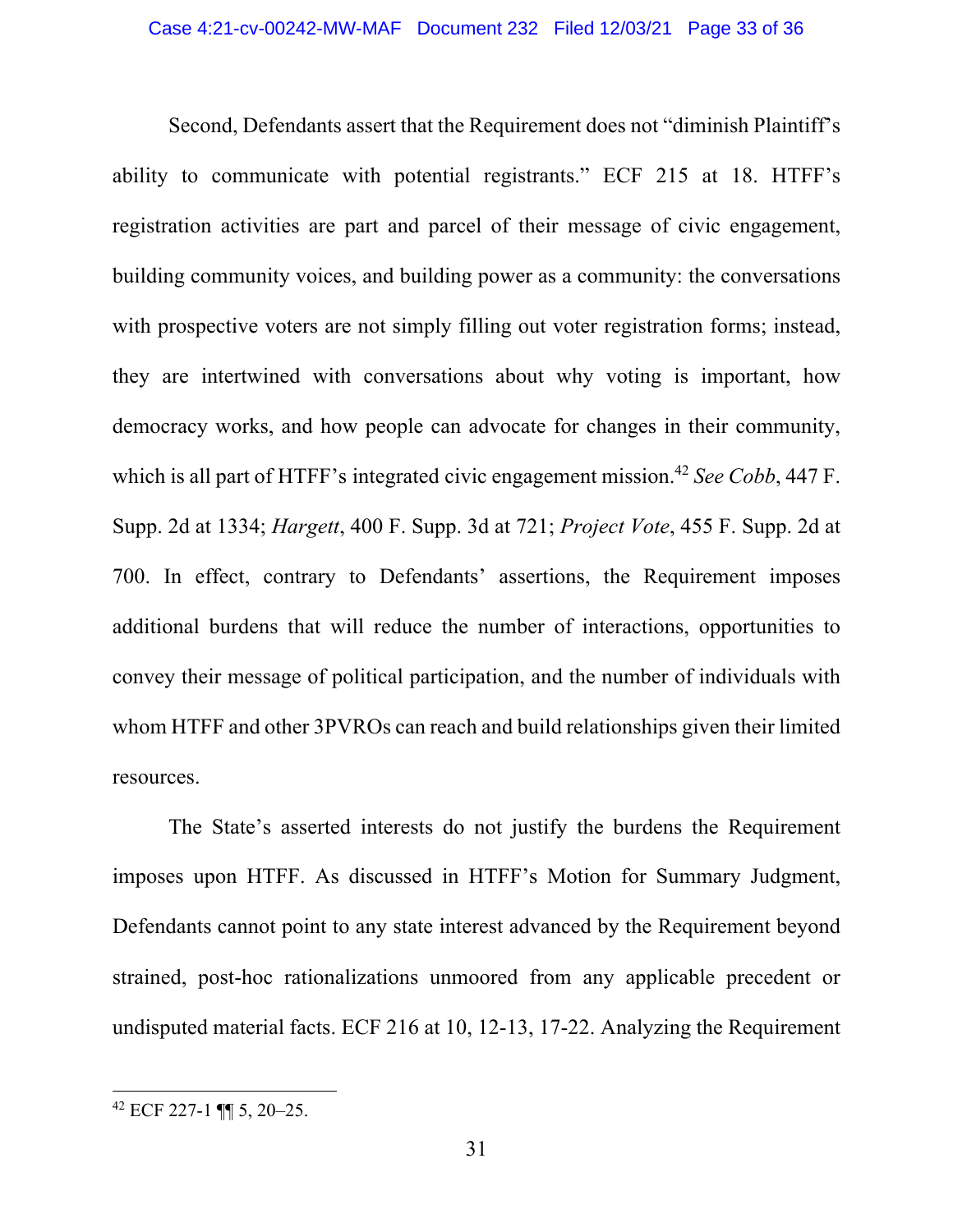Second, Defendants assert that the Requirement does not "diminish Plaintiff's ability to communicate with potential registrants." ECF 215 at 18. HTFF's registration activities are part and parcel of their message of civic engagement, building community voices, and building power as a community: the conversations with prospective voters are not simply filling out voter registration forms; instead, they are intertwined with conversations about why voting is important, how democracy works, and how people can advocate for changes in their community, which is all part of HTFF's integrated civic engagement mission.[42] *See Cobb*, 447 F. Supp. 2d at 1334; *Hargett*, 400 F. Supp. 3d at 721; *Project Vote*, 455 F. Supp. 2d at 700. In effect, contrary to Defendants' assertions, the Requirement imposes additional burdens that will reduce the number of interactions, opportunities to convey their message of political participation, and the number of individuals with whom HTFF and other 3PVROs can reach and build relationships given their limited resources.

The State's asserted interests do not justify the burdens the Requirement imposes upon HTFF. As discussed in HTFF's Motion for Summary Judgment, Defendants cannot point to any state interest advanced by the Requirement beyond strained, post-hoc rationalizations unmoored from any applicable precedent or undisputed material facts. ECF 216 at 10, 12-13, 17-22. Analyzing the Requirement

---

[42] ECF 227-1 ¶¶ 5, 20–25.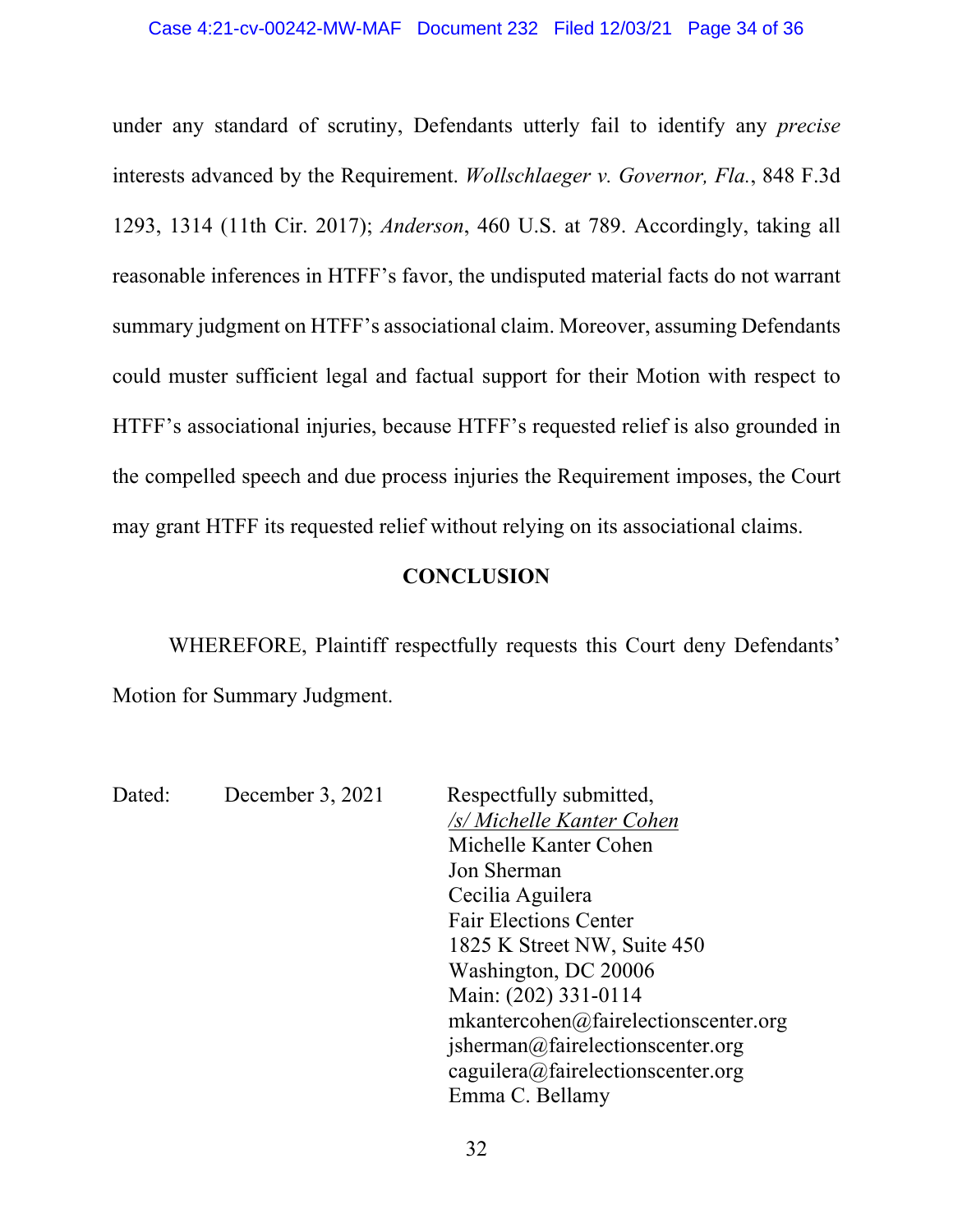under any standard of scrutiny, Defendants utterly fail to identify any *precise* interests advanced by the Requirement. *Wollschlaeger v. Governor, Fla.*, 848 F.3d 1293, 1314 (11th Cir. 2017); *Anderson*, 460 U.S. at 789. Accordingly, taking all reasonable inferences in HTFF's favor, the undisputed material facts do not warrant summary judgment on HTFF's associational claim. Moreover, assuming Defendants could muster sufficient legal and factual support for their Motion with respect to HTFF's associational injuries, because HTFF's requested relief is also grounded in the compelled speech and due process injuries the Requirement imposes, the Court may grant HTFF its requested relief without relying on its associational claims.

## CONCLUSION

WHEREFORE, Plaintiff respectfully requests this Court deny Defendants' Motion for Summary Judgment.

Dated: December 3, 2021

Respectfully submitted,
/s/ Michelle Kanter Cohen
Michelle Kanter Cohen
Jon Sherman
Cecilia Aguilera
Fair Elections Center
1825 K Street NW, Suite 450
Washington, DC 20006
Main: (202) 331-0114
mkantercohen@fairelectionscenter.org
jsherman@fairelectionscenter.org
caguilera@fairelectionscenter.org
Emma C. Bellamy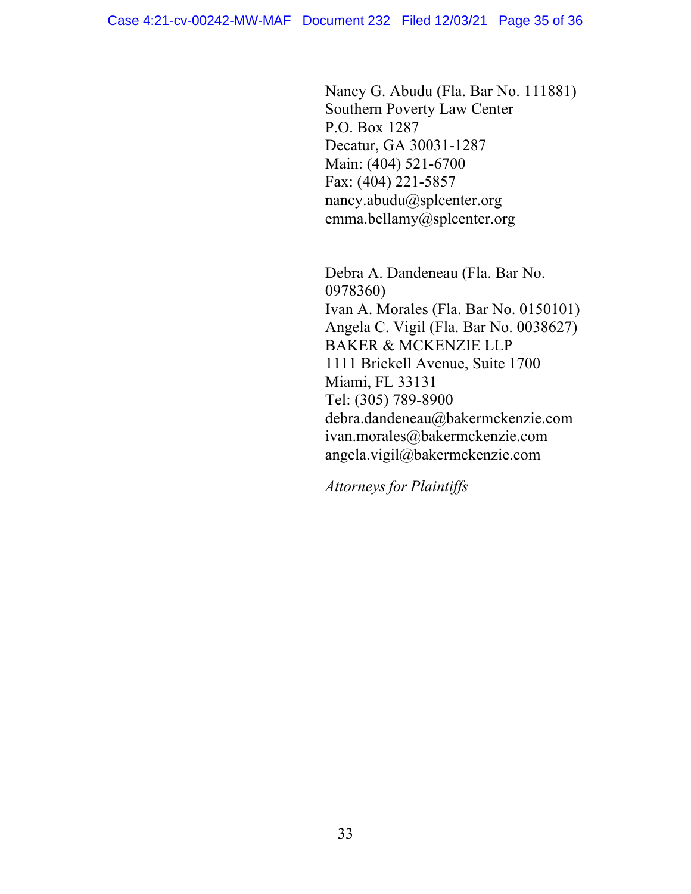Nancy G. Abudu (Fla. Bar No. 111881)
Southern Poverty Law Center
P.O. Box 1287
Decatur, GA 30031-1287
Main: (404) 521-6700
Fax: (404) 221-5857
nancy.abudu@splcenter.org
emma.bellamy@splcenter.org

Debra A. Dandeneau (Fla. Bar No. 0978360)
Ivan A. Morales (Fla. Bar No. 0150101)
Angela C. Vigil (Fla. Bar No. 0038627)
BAKER & MCKENZIE LLP
1111 Brickell Avenue, Suite 1700
Miami, FL 33131
Tel: (305) 789-8900
debra.dandeneau@bakermckenzie.com
ivan.morales@bakermckenzie.com
angela.vigil@bakermckenzie.com

*Attorneys for Plaintiffs*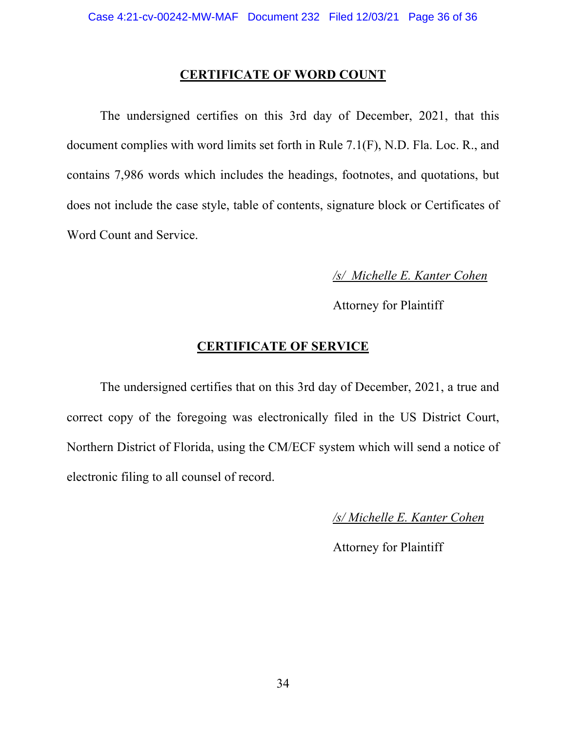**CERTIFICATE OF WORD COUNT**

The undersigned certifies on this 3rd day of December, 2021, that this document complies with word limits set forth in Rule 7.1(F), N.D. Fla. Loc. R., and contains 7,986 words which includes the headings, footnotes, and quotations, but does not include the case style, table of contents, signature block or Certificates of Word Count and Service.

*/s/ Michelle E. Kanter Cohen*

Attorney for Plaintiff

**CERTIFICATE OF SERVICE**

The undersigned certifies that on this 3rd day of December, 2021, a true and correct copy of the foregoing was electronically filed in the US District Court, Northern District of Florida, using the CM/ECF system which will send a notice of electronic filing to all counsel of record.

*/s/ Michelle E. Kanter Cohen*

Attorney for Plaintiff